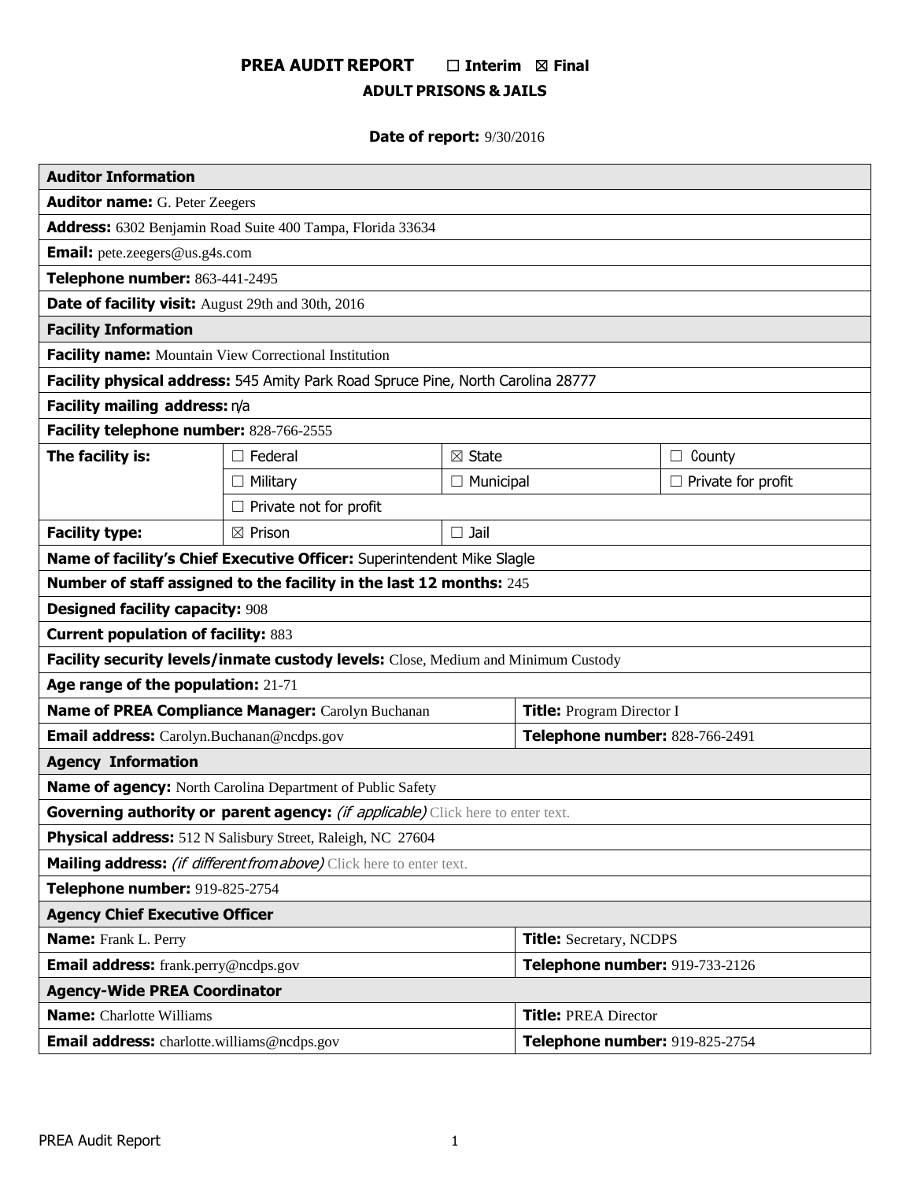# PREA AUDIT REPORT ☐ Interim ☒ Final

## ADULT PRISONS & JAILS

**Date of report:** 9/30/2016

| | | | |
|---|---|---|---|
| **Auditor Information** | | | |
| **Auditor name:** G. Peter Zeegers | | | |
| **Address:** 6302 Benjamin Road Suite 400 Tampa, Florida 33634 | | | |
| **Email:** pete.zeegers@us.g4s.com | | | |
| **Telephone number:** 863-441-2495 | | | |
| **Date of facility visit:** August 29th and 30th, 2016 | | | |
| **Facility Information** | | | |
| **Facility name:** Mountain View Correctional Institution | | | |
| **Facility physical address:** 545 Amity Park Road Spruce Pine, North Carolina 28777 | | | |
| **Facility mailing address:** n/a | | | |
| **Facility telephone number:** 828-766-2555 | | | |
| **The facility is:** | ☐ Federal | ☒ State | ☐ County |
| | ☐ Military | ☐ Municipal | ☐ Private for profit |
| | ☐ Private not for profit | | |
| **Facility type:** | ☒ Prison | ☐ Jail | |
| **Name of facility's Chief Executive Officer:** Superintendent Mike Slagle | | | |
| **Number of staff assigned to the facility in the last 12 months:** 245 | | | |
| **Designed facility capacity:** 908 | | | |
| **Current population of facility:** 883 | | | |
| **Facility security levels/inmate custody levels:** Close, Medium and Minimum Custody | | | |
| **Age range of the population:** 21-71 | | | |
| **Name of PREA Compliance Manager:** Carolyn Buchanan | | **Title:** Program Director I | |
| **Email address:** Carolyn.Buchanan@ncdps.gov | | **Telephone number:** 828-766-2491 | |
| **Agency Information** | | | |
| **Name of agency:** North Carolina Department of Public Safety | | | |
| **Governing authority or parent agency:** *(if applicable)* Click here to enter text. | | | |
| **Physical address:** 512 N Salisbury Street, Raleigh, NC 27604 | | | |
| **Mailing address:** *(if different from above)* Click here to enter text. | | | |
| **Telephone number:** 919-825-2754 | | | |
| **Agency Chief Executive Officer** | | | |
| **Name:** Frank L. Perry | | **Title:** Secretary, NCDPS | |
| **Email address:** frank.perry@ncdps.gov | | **Telephone number:** 919-733-2126 | |
| **Agency-Wide PREA Coordinator** | | | |
| **Name:** Charlotte Williams | | **Title:** PREA Director | |
| **Email address:** charlotte.williams@ncdps.gov | | **Telephone number:** 919-825-2754 | |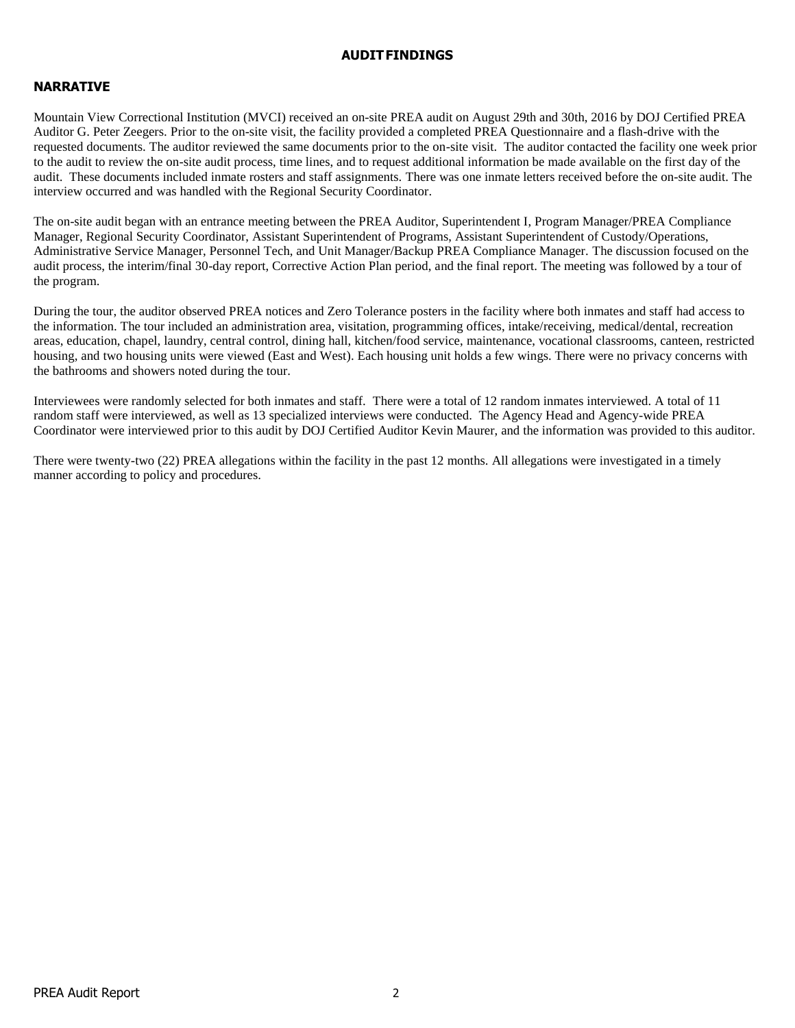# AUDIT FINDINGS

## NARRATIVE

Mountain View Correctional Institution (MVCI) received an on-site PREA audit on August 29th and 30th, 2016 by DOJ Certified PREA Auditor G. Peter Zeegers. Prior to the on-site visit, the facility provided a completed PREA Questionnaire and a flash-drive with the requested documents. The auditor reviewed the same documents prior to the on-site visit. The auditor contacted the facility one week prior to the audit to review the on-site audit process, time lines, and to request additional information be made available on the first day of the audit. These documents included inmate rosters and staff assignments. There was one inmate letters received before the on-site audit. The interview occurred and was handled with the Regional Security Coordinator.

The on-site audit began with an entrance meeting between the PREA Auditor, Superintendent I, Program Manager/PREA Compliance Manager, Regional Security Coordinator, Assistant Superintendent of Programs, Assistant Superintendent of Custody/Operations, Administrative Service Manager, Personnel Tech, and Unit Manager/Backup PREA Compliance Manager. The discussion focused on the audit process, the interim/final 30-day report, Corrective Action Plan period, and the final report. The meeting was followed by a tour of the program.

During the tour, the auditor observed PREA notices and Zero Tolerance posters in the facility where both inmates and staff had access to the information. The tour included an administration area, visitation, programming offices, intake/receiving, medical/dental, recreation areas, education, chapel, laundry, central control, dining hall, kitchen/food service, maintenance, vocational classrooms, canteen, restricted housing, and two housing units were viewed (East and West). Each housing unit holds a few wings. There were no privacy concerns with the bathrooms and showers noted during the tour.

Interviewees were randomly selected for both inmates and staff. There were a total of 12 random inmates interviewed. A total of 11 random staff were interviewed, as well as 13 specialized interviews were conducted. The Agency Head and Agency-wide PREA Coordinator were interviewed prior to this audit by DOJ Certified Auditor Kevin Maurer, and the information was provided to this auditor.

There were twenty-two (22) PREA allegations within the facility in the past 12 months. All allegations were investigated in a timely manner according to policy and procedures.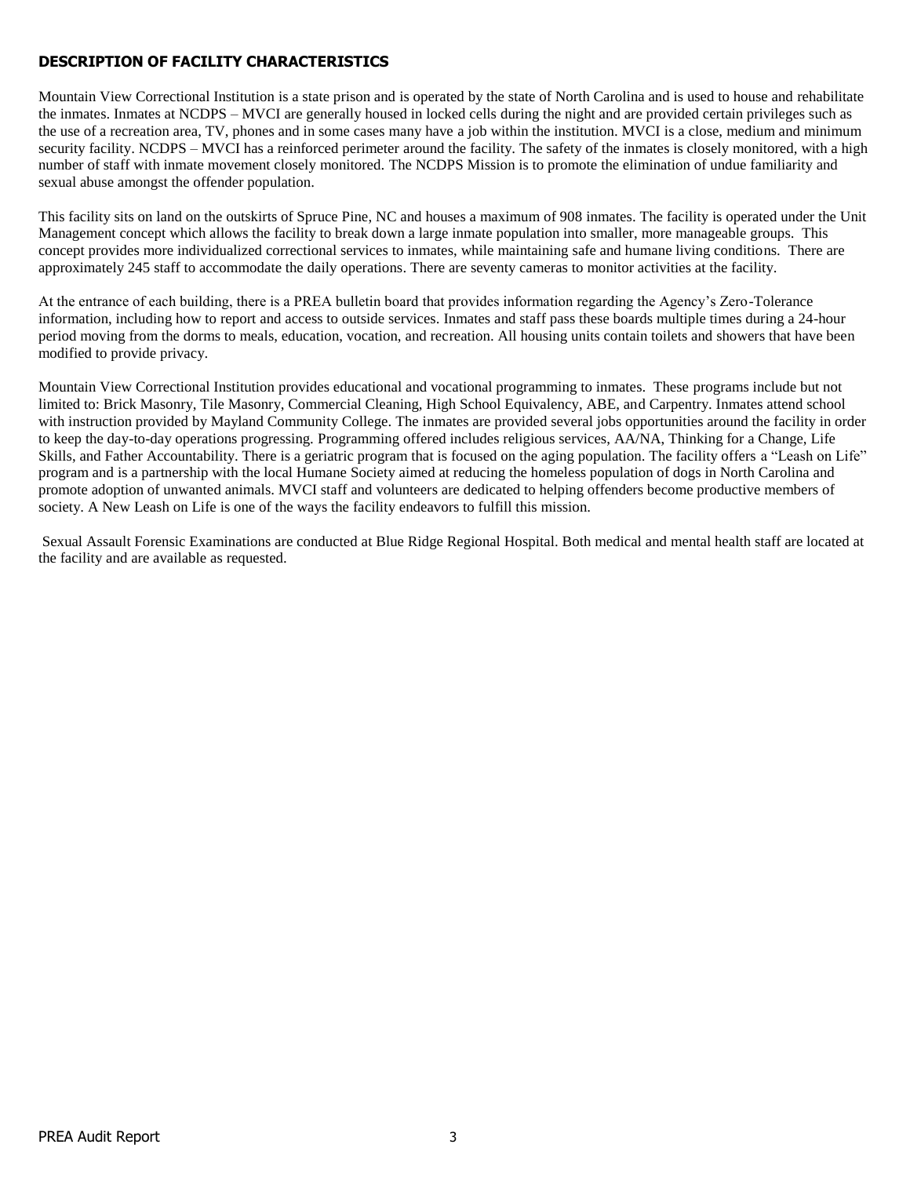## DESCRIPTION OF FACILITY CHARACTERISTICS

Mountain View Correctional Institution is a state prison and is operated by the state of North Carolina and is used to house and rehabilitate the inmates. Inmates at NCDPS – MVCI are generally housed in locked cells during the night and are provided certain privileges such as the use of a recreation area, TV, phones and in some cases many have a job within the institution. MVCI is a close, medium and minimum security facility. NCDPS – MVCI has a reinforced perimeter around the facility. The safety of the inmates is closely monitored, with a high number of staff with inmate movement closely monitored. The NCDPS Mission is to promote the elimination of undue familiarity and sexual abuse amongst the offender population.

This facility sits on land on the outskirts of Spruce Pine, NC and houses a maximum of 908 inmates. The facility is operated under the Unit Management concept which allows the facility to break down a large inmate population into smaller, more manageable groups. This concept provides more individualized correctional services to inmates, while maintaining safe and humane living conditions. There are approximately 245 staff to accommodate the daily operations. There are seventy cameras to monitor activities at the facility.

At the entrance of each building, there is a PREA bulletin board that provides information regarding the Agency's Zero-Tolerance information, including how to report and access to outside services. Inmates and staff pass these boards multiple times during a 24-hour period moving from the dorms to meals, education, vocation, and recreation. All housing units contain toilets and showers that have been modified to provide privacy.

Mountain View Correctional Institution provides educational and vocational programming to inmates. These programs include but not limited to: Brick Masonry, Tile Masonry, Commercial Cleaning, High School Equivalency, ABE, and Carpentry. Inmates attend school with instruction provided by Mayland Community College. The inmates are provided several jobs opportunities around the facility in order to keep the day-to-day operations progressing. Programming offered includes religious services, AA/NA, Thinking for a Change, Life Skills, and Father Accountability. There is a geriatric program that is focused on the aging population. The facility offers a "Leash on Life" program and is a partnership with the local Humane Society aimed at reducing the homeless population of dogs in North Carolina and promote adoption of unwanted animals. MVCI staff and volunteers are dedicated to helping offenders become productive members of society. A New Leash on Life is one of the ways the facility endeavors to fulfill this mission.

Sexual Assault Forensic Examinations are conducted at Blue Ridge Regional Hospital. Both medical and mental health staff are located at the facility and are available as requested.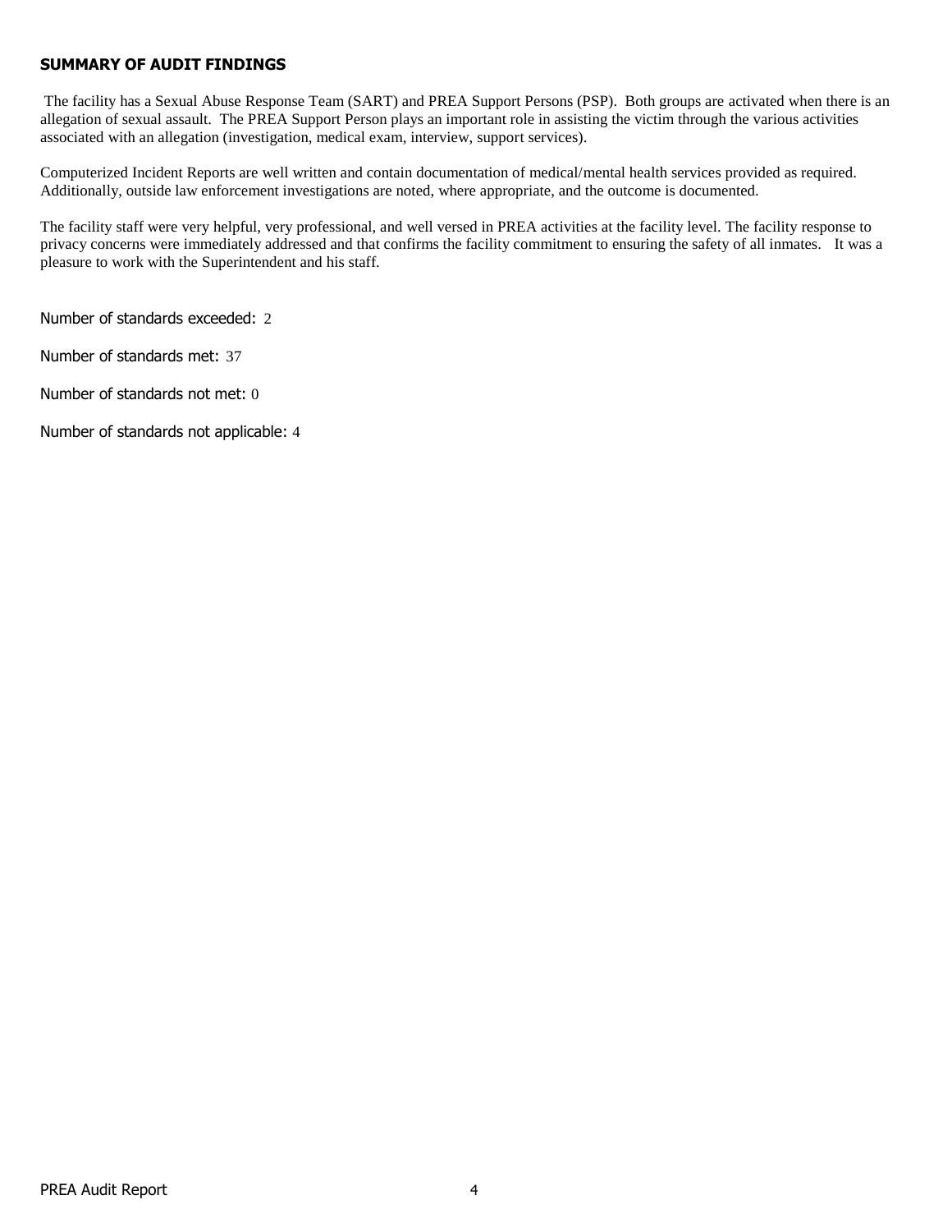**SUMMARY OF AUDIT FINDINGS**

The facility has a Sexual Abuse Response Team (SART) and PREA Support Persons (PSP). Both groups are activated when there is an allegation of sexual assault. The PREA Support Person plays an important role in assisting the victim through the various activities associated with an allegation (investigation, medical exam, interview, support services).

Computerized Incident Reports are well written and contain documentation of medical/mental health services provided as required. Additionally, outside law enforcement investigations are noted, where appropriate, and the outcome is documented.

The facility staff were very helpful, very professional, and well versed in PREA activities at the facility level. The facility response to privacy concerns were immediately addressed and that confirms the facility commitment to ensuring the safety of all inmates. It was a pleasure to work with the Superintendent and his staff.

Number of standards exceeded: 2

Number of standards met: 37

Number of standards not met: 0

Number of standards not applicable: 4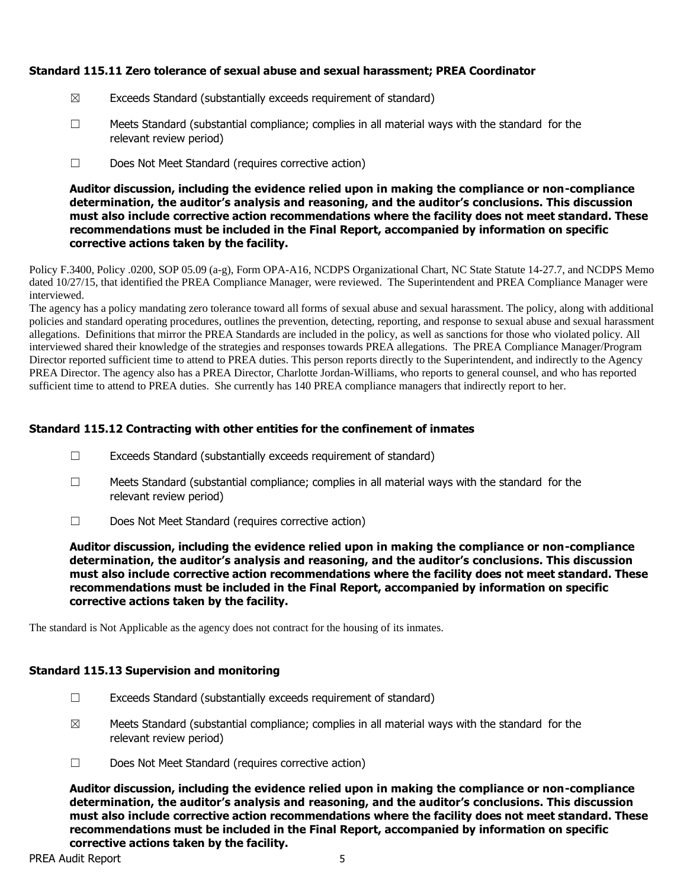### Standard 115.11 Zero tolerance of sexual abuse and sexual harassment; PREA Coordinator

☒ Exceeds Standard (substantially exceeds requirement of standard)

☐ Meets Standard (substantial compliance; complies in all material ways with the standard for the relevant review period)

☐ Does Not Meet Standard (requires corrective action)

**Auditor discussion, including the evidence relied upon in making the compliance or non-compliance determination, the auditor's analysis and reasoning, and the auditor's conclusions. This discussion must also include corrective action recommendations where the facility does not meet standard. These recommendations must be included in the Final Report, accompanied by information on specific corrective actions taken by the facility.**

Policy F.3400, Policy .0200, SOP 05.09 (a-g), Form OPA-A16, NCDPS Organizational Chart, NC State Statute 14-27.7, and NCDPS Memo dated 10/27/15, that identified the PREA Compliance Manager, were reviewed. The Superintendent and PREA Compliance Manager were interviewed.

The agency has a policy mandating zero tolerance toward all forms of sexual abuse and sexual harassment. The policy, along with additional policies and standard operating procedures, outlines the prevention, detecting, reporting, and response to sexual abuse and sexual harassment allegations. Definitions that mirror the PREA Standards are included in the policy, as well as sanctions for those who violated policy. All interviewed shared their knowledge of the strategies and responses towards PREA allegations. The PREA Compliance Manager/Program Director reported sufficient time to attend to PREA duties. This person reports directly to the Superintendent, and indirectly to the Agency PREA Director. The agency also has a PREA Director, Charlotte Jordan-Williams, who reports to general counsel, and who has reported sufficient time to attend to PREA duties. She currently has 140 PREA compliance managers that indirectly report to her.

### Standard 115.12 Contracting with other entities for the confinement of inmates

☐ Exceeds Standard (substantially exceeds requirement of standard)

☐ Meets Standard (substantial compliance; complies in all material ways with the standard for the relevant review period)

☐ Does Not Meet Standard (requires corrective action)

**Auditor discussion, including the evidence relied upon in making the compliance or non-compliance determination, the auditor's analysis and reasoning, and the auditor's conclusions. This discussion must also include corrective action recommendations where the facility does not meet standard. These recommendations must be included in the Final Report, accompanied by information on specific corrective actions taken by the facility.**

The standard is Not Applicable as the agency does not contract for the housing of its inmates.

### Standard 115.13 Supervision and monitoring

☐ Exceeds Standard (substantially exceeds requirement of standard)

☒ Meets Standard (substantial compliance; complies in all material ways with the standard for the relevant review period)

☐ Does Not Meet Standard (requires corrective action)

**Auditor discussion, including the evidence relied upon in making the compliance or non-compliance determination, the auditor's analysis and reasoning, and the auditor's conclusions. This discussion must also include corrective action recommendations where the facility does not meet standard. These recommendations must be included in the Final Report, accompanied by information on specific corrective actions taken by the facility.**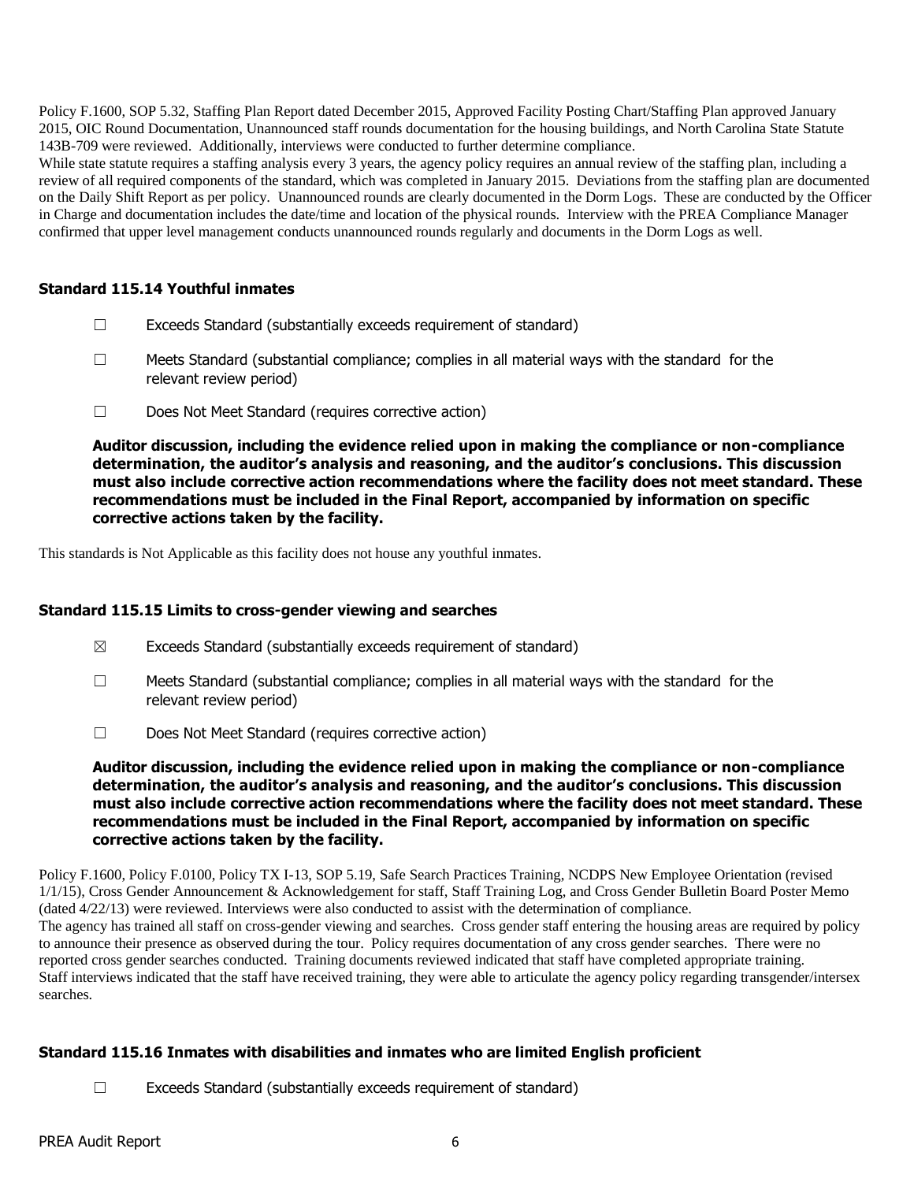Policy F.1600, SOP 5.32, Staffing Plan Report dated December 2015, Approved Facility Posting Chart/Staffing Plan approved January 2015, OIC Round Documentation, Unannounced staff rounds documentation for the housing buildings, and North Carolina State Statute 143B-709 were reviewed. Additionally, interviews were conducted to further determine compliance.

While state statute requires a staffing analysis every 3 years, the agency policy requires an annual review of the staffing plan, including a review of all required components of the standard, which was completed in January 2015. Deviations from the staffing plan are documented on the Daily Shift Report as per policy. Unannounced rounds are clearly documented in the Dorm Logs. These are conducted by the Officer in Charge and documentation includes the date/time and location of the physical rounds. Interview with the PREA Compliance Manager confirmed that upper level management conducts unannounced rounds regularly and documents in the Dorm Logs as well.

### Standard 115.14 Youthful inmates

- ☐ Exceeds Standard (substantially exceeds requirement of standard)
- ☐ Meets Standard (substantial compliance; complies in all material ways with the standard for the relevant review period)
- ☐ Does Not Meet Standard (requires corrective action)

**Auditor discussion, including the evidence relied upon in making the compliance or non-compliance determination, the auditor's analysis and reasoning, and the auditor's conclusions. This discussion must also include corrective action recommendations where the facility does not meet standard. These recommendations must be included in the Final Report, accompanied by information on specific corrective actions taken by the facility.**

This standards is Not Applicable as this facility does not house any youthful inmates.

### Standard 115.15 Limits to cross-gender viewing and searches

- ☒ Exceeds Standard (substantially exceeds requirement of standard)
- ☐ Meets Standard (substantial compliance; complies in all material ways with the standard for the relevant review period)
- ☐ Does Not Meet Standard (requires corrective action)

**Auditor discussion, including the evidence relied upon in making the compliance or non-compliance determination, the auditor's analysis and reasoning, and the auditor's conclusions. This discussion must also include corrective action recommendations where the facility does not meet standard. These recommendations must be included in the Final Report, accompanied by information on specific corrective actions taken by the facility.**

Policy F.1600, Policy F.0100, Policy TX I-13, SOP 5.19, Safe Search Practices Training, NCDPS New Employee Orientation (revised 1/1/15), Cross Gender Announcement & Acknowledgement for staff, Staff Training Log, and Cross Gender Bulletin Board Poster Memo (dated 4/22/13) were reviewed. Interviews were also conducted to assist with the determination of compliance.

The agency has trained all staff on cross-gender viewing and searches. Cross gender staff entering the housing areas are required by policy to announce their presence as observed during the tour. Policy requires documentation of any cross gender searches. There were no reported cross gender searches conducted. Training documents reviewed indicated that staff have completed appropriate training.

Staff interviews indicated that the staff have received training, they were able to articulate the agency policy regarding transgender/intersex searches.

### Standard 115.16 Inmates with disabilities and inmates who are limited English proficient

- ☐ Exceeds Standard (substantially exceeds requirement of standard)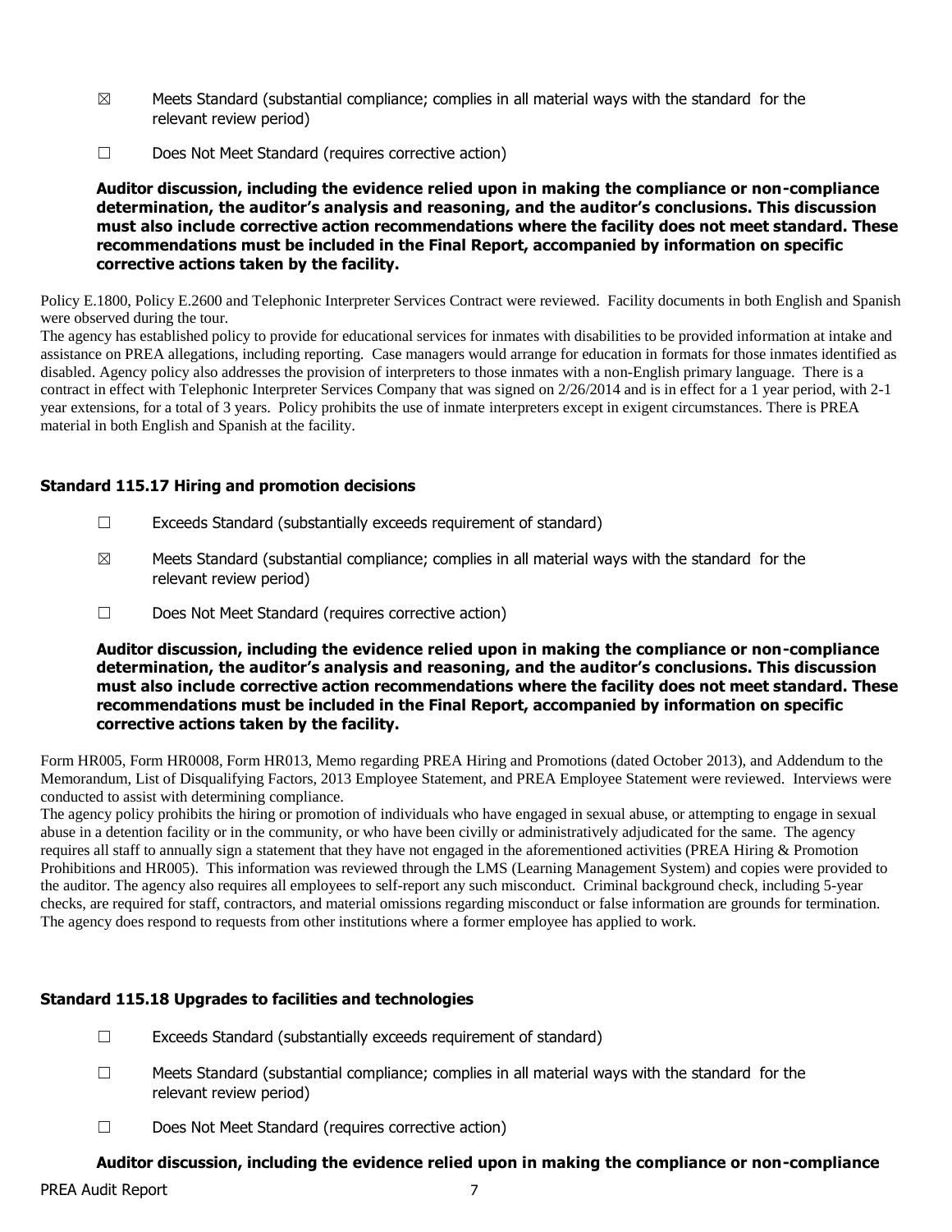☒ Meets Standard (substantial compliance; complies in all material ways with the standard for the relevant review period)

☐ Does Not Meet Standard (requires corrective action)

**Auditor discussion, including the evidence relied upon in making the compliance or non-compliance determination, the auditor's analysis and reasoning, and the auditor's conclusions. This discussion must also include corrective action recommendations where the facility does not meet standard. These recommendations must be included in the Final Report, accompanied by information on specific corrective actions taken by the facility.**

Policy E.1800, Policy E.2600 and Telephonic Interpreter Services Contract were reviewed. Facility documents in both English and Spanish were observed during the tour.

The agency has established policy to provide for educational services for inmates with disabilities to be provided information at intake and assistance on PREA allegations, including reporting. Case managers would arrange for education in formats for those inmates identified as disabled. Agency policy also addresses the provision of interpreters to those inmates with a non-English primary language. There is a contract in effect with Telephonic Interpreter Services Company that was signed on 2/26/2014 and is in effect for a 1 year period, with 2-1 year extensions, for a total of 3 years. Policy prohibits the use of inmate interpreters except in exigent circumstances. There is PREA material in both English and Spanish at the facility.

### Standard 115.17 Hiring and promotion decisions

☐ Exceeds Standard (substantially exceeds requirement of standard)

☒ Meets Standard (substantial compliance; complies in all material ways with the standard for the relevant review period)

☐ Does Not Meet Standard (requires corrective action)

**Auditor discussion, including the evidence relied upon in making the compliance or non-compliance determination, the auditor's analysis and reasoning, and the auditor's conclusions. This discussion must also include corrective action recommendations where the facility does not meet standard. These recommendations must be included in the Final Report, accompanied by information on specific corrective actions taken by the facility.**

Form HR005, Form HR0008, Form HR013, Memo regarding PREA Hiring and Promotions (dated October 2013), and Addendum to the Memorandum, List of Disqualifying Factors, 2013 Employee Statement, and PREA Employee Statement were reviewed. Interviews were conducted to assist with determining compliance.

The agency policy prohibits the hiring or promotion of individuals who have engaged in sexual abuse, or attempting to engage in sexual abuse in a detention facility or in the community, or who have been civilly or administratively adjudicated for the same. The agency requires all staff to annually sign a statement that they have not engaged in the aforementioned activities (PREA Hiring & Promotion Prohibitions and HR005). This information was reviewed through the LMS (Learning Management System) and copies were provided to the auditor. The agency also requires all employees to self-report any such misconduct. Criminal background check, including 5-year checks, are required for staff, contractors, and material omissions regarding misconduct or false information are grounds for termination. The agency does respond to requests from other institutions where a former employee has applied to work.

### Standard 115.18 Upgrades to facilities and technologies

☐ Exceeds Standard (substantially exceeds requirement of standard)

☐ Meets Standard (substantial compliance; complies in all material ways with the standard for the relevant review period)

☐ Does Not Meet Standard (requires corrective action)

**Auditor discussion, including the evidence relied upon in making the compliance or non-compliance**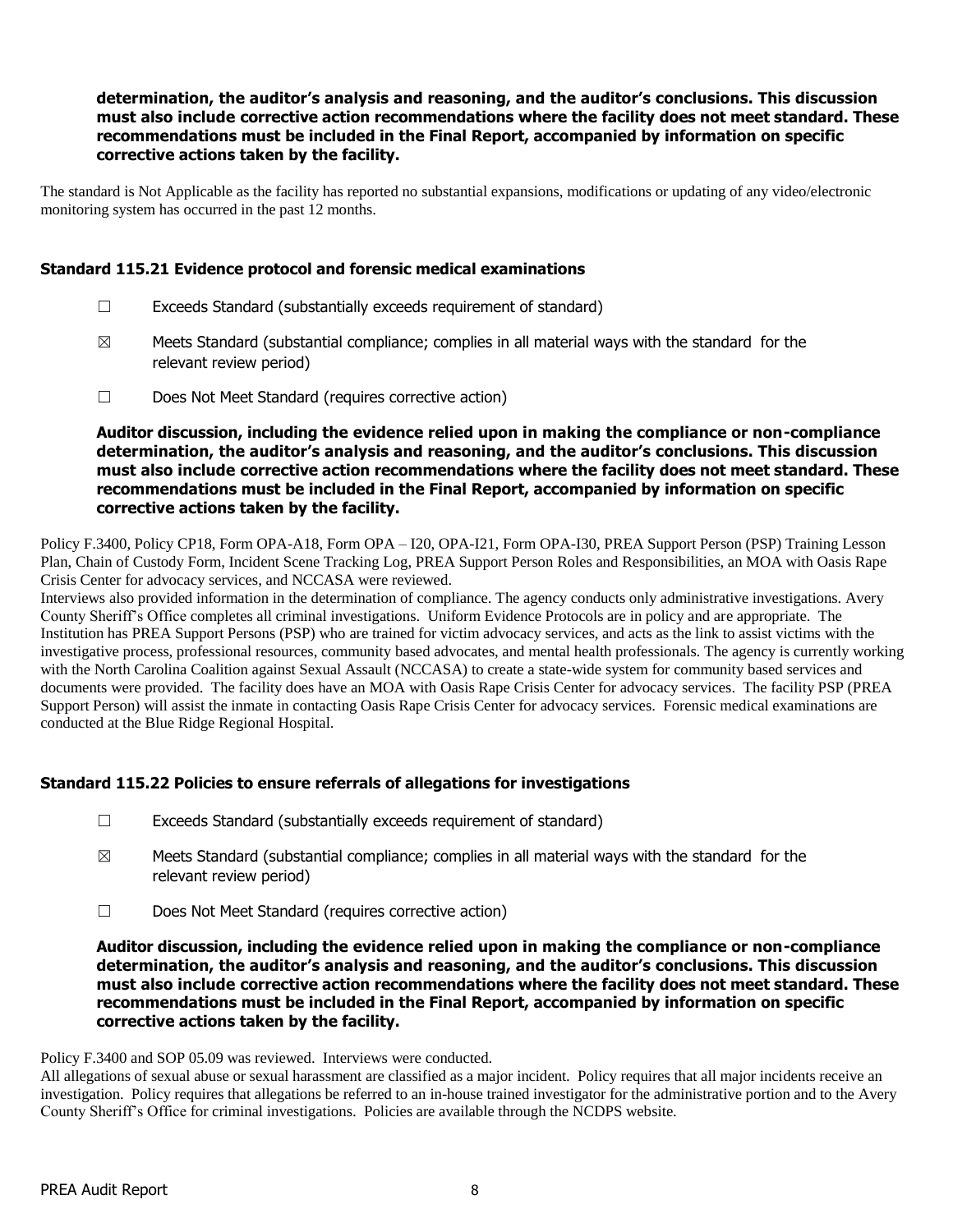**determination, the auditor's analysis and reasoning, and the auditor's conclusions. This discussion must also include corrective action recommendations where the facility does not meet standard. These recommendations must be included in the Final Report, accompanied by information on specific corrective actions taken by the facility.**

The standard is Not Applicable as the facility has reported no substantial expansions, modifications or updating of any video/electronic monitoring system has occurred in the past 12 months.

### Standard 115.21 Evidence protocol and forensic medical examinations

☐ Exceeds Standard (substantially exceeds requirement of standard)

☒ Meets Standard (substantial compliance; complies in all material ways with the standard for the relevant review period)

☐ Does Not Meet Standard (requires corrective action)

**Auditor discussion, including the evidence relied upon in making the compliance or non-compliance determination, the auditor's analysis and reasoning, and the auditor's conclusions. This discussion must also include corrective action recommendations where the facility does not meet standard. These recommendations must be included in the Final Report, accompanied by information on specific corrective actions taken by the facility.**

Policy F.3400, Policy CP18, Form OPA-A18, Form OPA – I20, OPA-I21, Form OPA-I30, PREA Support Person (PSP) Training Lesson Plan, Chain of Custody Form, Incident Scene Tracking Log, PREA Support Person Roles and Responsibilities, an MOA with Oasis Rape Crisis Center for advocacy services, and NCCASA were reviewed.
Interviews also provided information in the determination of compliance. The agency conducts only administrative investigations. Avery County Sheriff's Office completes all criminal investigations. Uniform Evidence Protocols are in policy and are appropriate. The Institution has PREA Support Persons (PSP) who are trained for victim advocacy services, and acts as the link to assist victims with the investigative process, professional resources, community based advocates, and mental health professionals. The agency is currently working with the North Carolina Coalition against Sexual Assault (NCCASA) to create a state-wide system for community based services and documents were provided. The facility does have an MOA with Oasis Rape Crisis Center for advocacy services. The facility PSP (PREA Support Person) will assist the inmate in contacting Oasis Rape Crisis Center for advocacy services. Forensic medical examinations are conducted at the Blue Ridge Regional Hospital.

### Standard 115.22 Policies to ensure referrals of allegations for investigations

☐ Exceeds Standard (substantially exceeds requirement of standard)

☒ Meets Standard (substantial compliance; complies in all material ways with the standard for the relevant review period)

☐ Does Not Meet Standard (requires corrective action)

**Auditor discussion, including the evidence relied upon in making the compliance or non-compliance determination, the auditor's analysis and reasoning, and the auditor's conclusions. This discussion must also include corrective action recommendations where the facility does not meet standard. These recommendations must be included in the Final Report, accompanied by information on specific corrective actions taken by the facility.**

Policy F.3400 and SOP 05.09 was reviewed. Interviews were conducted.
All allegations of sexual abuse or sexual harassment are classified as a major incident. Policy requires that all major incidents receive an investigation. Policy requires that allegations be referred to an in-house trained investigator for the administrative portion and to the Avery County Sheriff's Office for criminal investigations. Policies are available through the NCDPS website.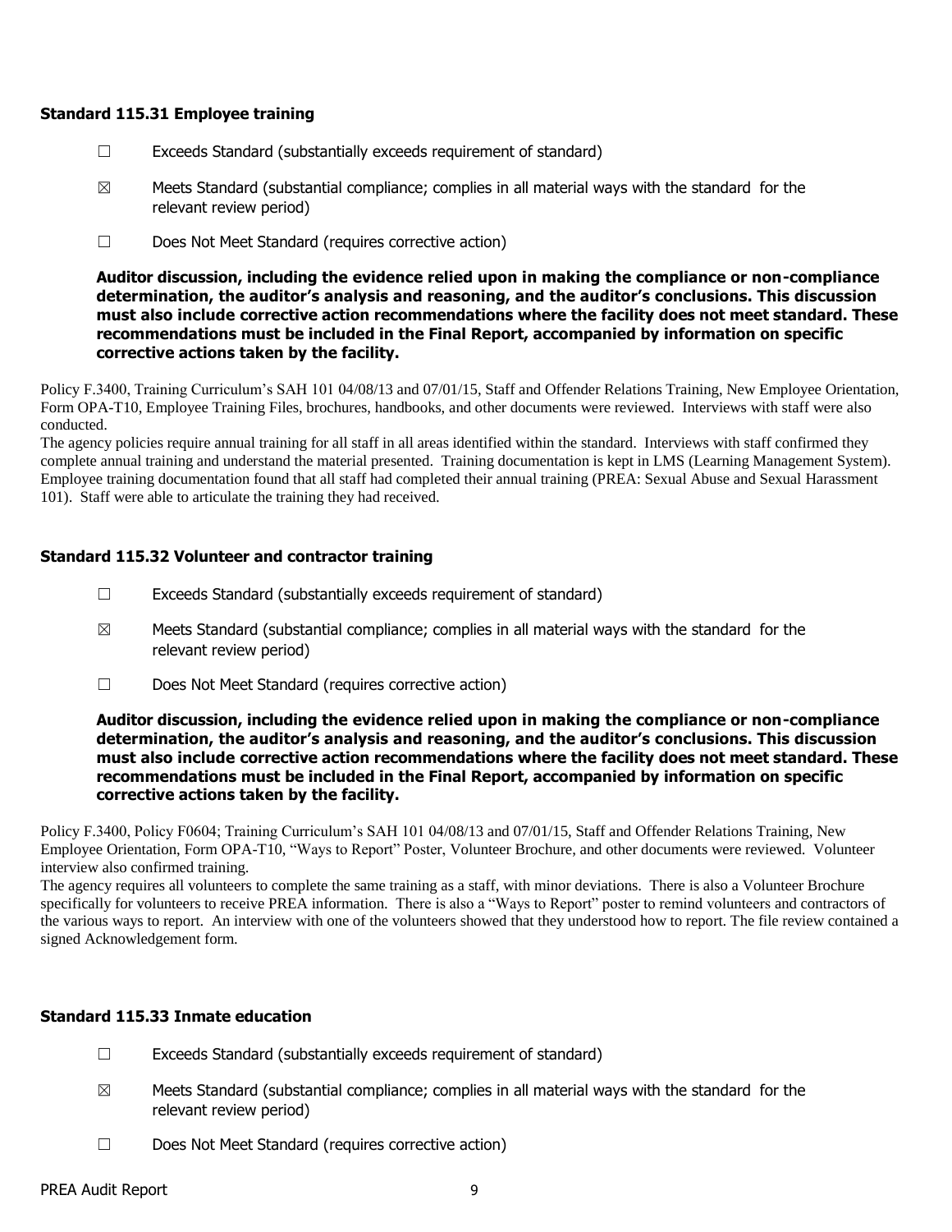### Standard 115.31 Employee training

☐ Exceeds Standard (substantially exceeds requirement of standard)

☒ Meets Standard (substantial compliance; complies in all material ways with the standard for the relevant review period)

☐ Does Not Meet Standard (requires corrective action)

**Auditor discussion, including the evidence relied upon in making the compliance or non-compliance determination, the auditor's analysis and reasoning, and the auditor's conclusions. This discussion must also include corrective action recommendations where the facility does not meet standard. These recommendations must be included in the Final Report, accompanied by information on specific corrective actions taken by the facility.**

Policy F.3400, Training Curriculum's SAH 101 04/08/13 and 07/01/15, Staff and Offender Relations Training, New Employee Orientation, Form OPA-T10, Employee Training Files, brochures, handbooks, and other documents were reviewed. Interviews with staff were also conducted.

The agency policies require annual training for all staff in all areas identified within the standard. Interviews with staff confirmed they complete annual training and understand the material presented. Training documentation is kept in LMS (Learning Management System). Employee training documentation found that all staff had completed their annual training (PREA: Sexual Abuse and Sexual Harassment 101). Staff were able to articulate the training they had received.

### Standard 115.32 Volunteer and contractor training

☐ Exceeds Standard (substantially exceeds requirement of standard)

☒ Meets Standard (substantial compliance; complies in all material ways with the standard for the relevant review period)

☐ Does Not Meet Standard (requires corrective action)

**Auditor discussion, including the evidence relied upon in making the compliance or non-compliance determination, the auditor's analysis and reasoning, and the auditor's conclusions. This discussion must also include corrective action recommendations where the facility does not meet standard. These recommendations must be included in the Final Report, accompanied by information on specific corrective actions taken by the facility.**

Policy F.3400, Policy F0604; Training Curriculum's SAH 101 04/08/13 and 07/01/15, Staff and Offender Relations Training, New Employee Orientation, Form OPA-T10, "Ways to Report" Poster, Volunteer Brochure, and other documents were reviewed. Volunteer interview also confirmed training.

The agency requires all volunteers to complete the same training as a staff, with minor deviations. There is also a Volunteer Brochure specifically for volunteers to receive PREA information. There is also a "Ways to Report" poster to remind volunteers and contractors of the various ways to report. An interview with one of the volunteers showed that they understood how to report. The file review contained a signed Acknowledgement form.

### Standard 115.33 Inmate education

☐ Exceeds Standard (substantially exceeds requirement of standard)

☒ Meets Standard (substantial compliance; complies in all material ways with the standard for the relevant review period)

☐ Does Not Meet Standard (requires corrective action)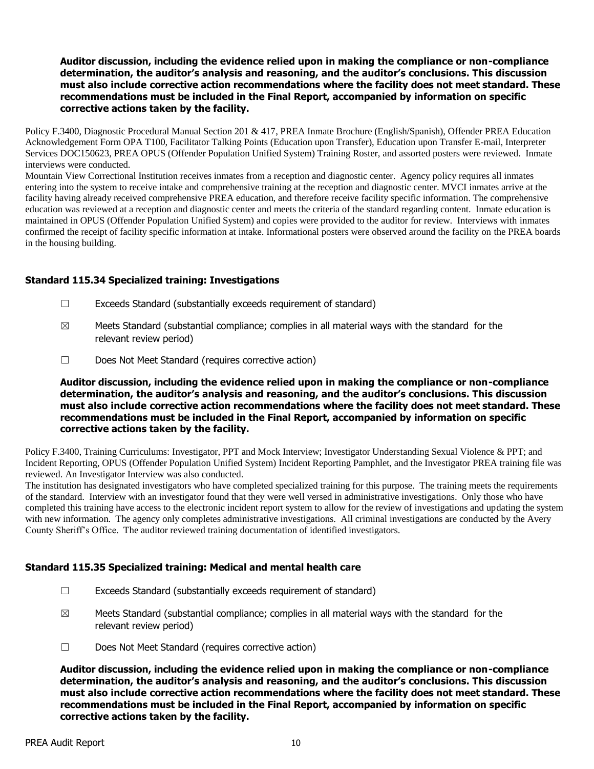**Auditor discussion, including the evidence relied upon in making the compliance or non-compliance determination, the auditor's analysis and reasoning, and the auditor's conclusions. This discussion must also include corrective action recommendations where the facility does not meet standard. These recommendations must be included in the Final Report, accompanied by information on specific corrective actions taken by the facility.**

Policy F.3400, Diagnostic Procedural Manual Section 201 & 417, PREA Inmate Brochure (English/Spanish), Offender PREA Education Acknowledgement Form OPA T100, Facilitator Talking Points (Education upon Transfer), Education upon Transfer E-mail, Interpreter Services DOC150623, PREA OPUS (Offender Population Unified System) Training Roster, and assorted posters were reviewed. Inmate interviews were conducted.

Mountain View Correctional Institution receives inmates from a reception and diagnostic center. Agency policy requires all inmates entering into the system to receive intake and comprehensive training at the reception and diagnostic center. MVCI inmates arrive at the facility having already received comprehensive PREA education, and therefore receive facility specific information. The comprehensive education was reviewed at a reception and diagnostic center and meets the criteria of the standard regarding content. Inmate education is maintained in OPUS (Offender Population Unified System) and copies were provided to the auditor for review. Interviews with inmates confirmed the receipt of facility specific information at intake. Informational posters were observed around the facility on the PREA boards in the housing building.

### Standard 115.34 Specialized training: Investigations

☐ Exceeds Standard (substantially exceeds requirement of standard)

☒ Meets Standard (substantial compliance; complies in all material ways with the standard for the relevant review period)

☐ Does Not Meet Standard (requires corrective action)

**Auditor discussion, including the evidence relied upon in making the compliance or non-compliance determination, the auditor's analysis and reasoning, and the auditor's conclusions. This discussion must also include corrective action recommendations where the facility does not meet standard. These recommendations must be included in the Final Report, accompanied by information on specific corrective actions taken by the facility.**

Policy F.3400, Training Curriculums: Investigator, PPT and Mock Interview; Investigator Understanding Sexual Violence & PPT; and Incident Reporting, OPUS (Offender Population Unified System) Incident Reporting Pamphlet, and the Investigator PREA training file was reviewed. An Investigator Interview was also conducted.

The institution has designated investigators who have completed specialized training for this purpose. The training meets the requirements of the standard. Interview with an investigator found that they were well versed in administrative investigations. Only those who have completed this training have access to the electronic incident report system to allow for the review of investigations and updating the system with new information. The agency only completes administrative investigations. All criminal investigations are conducted by the Avery County Sheriff's Office. The auditor reviewed training documentation of identified investigators.

### Standard 115.35 Specialized training: Medical and mental health care

☐ Exceeds Standard (substantially exceeds requirement of standard)

☒ Meets Standard (substantial compliance; complies in all material ways with the standard for the relevant review period)

☐ Does Not Meet Standard (requires corrective action)

**Auditor discussion, including the evidence relied upon in making the compliance or non-compliance determination, the auditor's analysis and reasoning, and the auditor's conclusions. This discussion must also include corrective action recommendations where the facility does not meet standard. These recommendations must be included in the Final Report, accompanied by information on specific corrective actions taken by the facility.**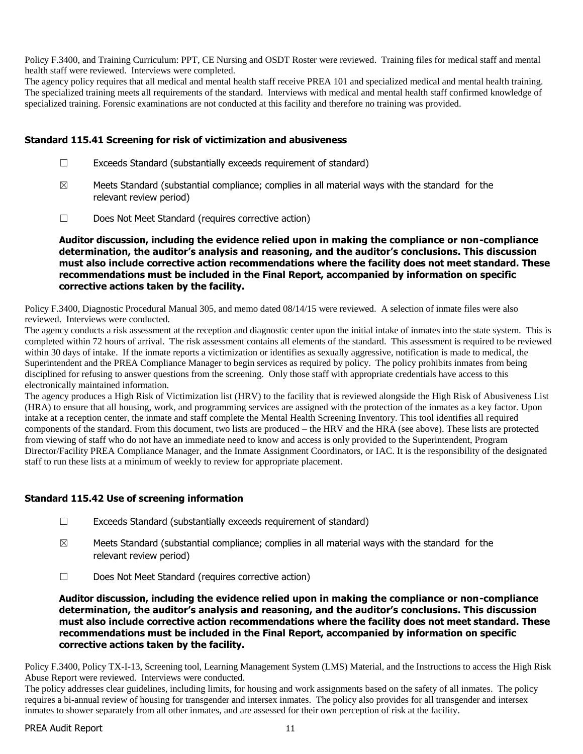Policy F.3400, and Training Curriculum: PPT, CE Nursing and OSDT Roster were reviewed. Training files for medical staff and mental health staff were reviewed. Interviews were completed.
The agency policy requires that all medical and mental health staff receive PREA 101 and specialized medical and mental health training. The specialized training meets all requirements of the standard. Interviews with medical and mental health staff confirmed knowledge of specialized training. Forensic examinations are not conducted at this facility and therefore no training was provided.

### Standard 115.41 Screening for risk of victimization and abusiveness

☐ Exceeds Standard (substantially exceeds requirement of standard)

☒ Meets Standard (substantial compliance; complies in all material ways with the standard for the relevant review period)

☐ Does Not Meet Standard (requires corrective action)

**Auditor discussion, including the evidence relied upon in making the compliance or non-compliance determination, the auditor's analysis and reasoning, and the auditor's conclusions. This discussion must also include corrective action recommendations where the facility does not meet standard. These recommendations must be included in the Final Report, accompanied by information on specific corrective actions taken by the facility.**

Policy F.3400, Diagnostic Procedural Manual 305, and memo dated 08/14/15 were reviewed. A selection of inmate files were also reviewed. Interviews were conducted.
The agency conducts a risk assessment at the reception and diagnostic center upon the initial intake of inmates into the state system. This is completed within 72 hours of arrival. The risk assessment contains all elements of the standard. This assessment is required to be reviewed within 30 days of intake. If the inmate reports a victimization or identifies as sexually aggressive, notification is made to medical, the Superintendent and the PREA Compliance Manager to begin services as required by policy. The policy prohibits inmates from being disciplined for refusing to answer questions from the screening. Only those staff with appropriate credentials have access to this electronically maintained information.
The agency produces a High Risk of Victimization list (HRV) to the facility that is reviewed alongside the High Risk of Abusiveness List (HRA) to ensure that all housing, work, and programming services are assigned with the protection of the inmates as a key factor. Upon intake at a reception center, the inmate and staff complete the Mental Health Screening Inventory. This tool identifies all required components of the standard. From this document, two lists are produced – the HRV and the HRA (see above). These lists are protected from viewing of staff who do not have an immediate need to know and access is only provided to the Superintendent, Program Director/Facility PREA Compliance Manager, and the Inmate Assignment Coordinators, or IAC. It is the responsibility of the designated staff to run these lists at a minimum of weekly to review for appropriate placement.

### Standard 115.42 Use of screening information

☐ Exceeds Standard (substantially exceeds requirement of standard)

☒ Meets Standard (substantial compliance; complies in all material ways with the standard for the relevant review period)

☐ Does Not Meet Standard (requires corrective action)

**Auditor discussion, including the evidence relied upon in making the compliance or non-compliance determination, the auditor's analysis and reasoning, and the auditor's conclusions. This discussion must also include corrective action recommendations where the facility does not meet standard. These recommendations must be included in the Final Report, accompanied by information on specific corrective actions taken by the facility.**

Policy F.3400, Policy TX-I-13, Screening tool, Learning Management System (LMS) Material, and the Instructions to access the High Risk Abuse Report were reviewed. Interviews were conducted.
The policy addresses clear guidelines, including limits, for housing and work assignments based on the safety of all inmates. The policy requires a bi-annual review of housing for transgender and intersex inmates. The policy also provides for all transgender and intersex inmates to shower separately from all other inmates, and are assessed for their own perception of risk at the facility.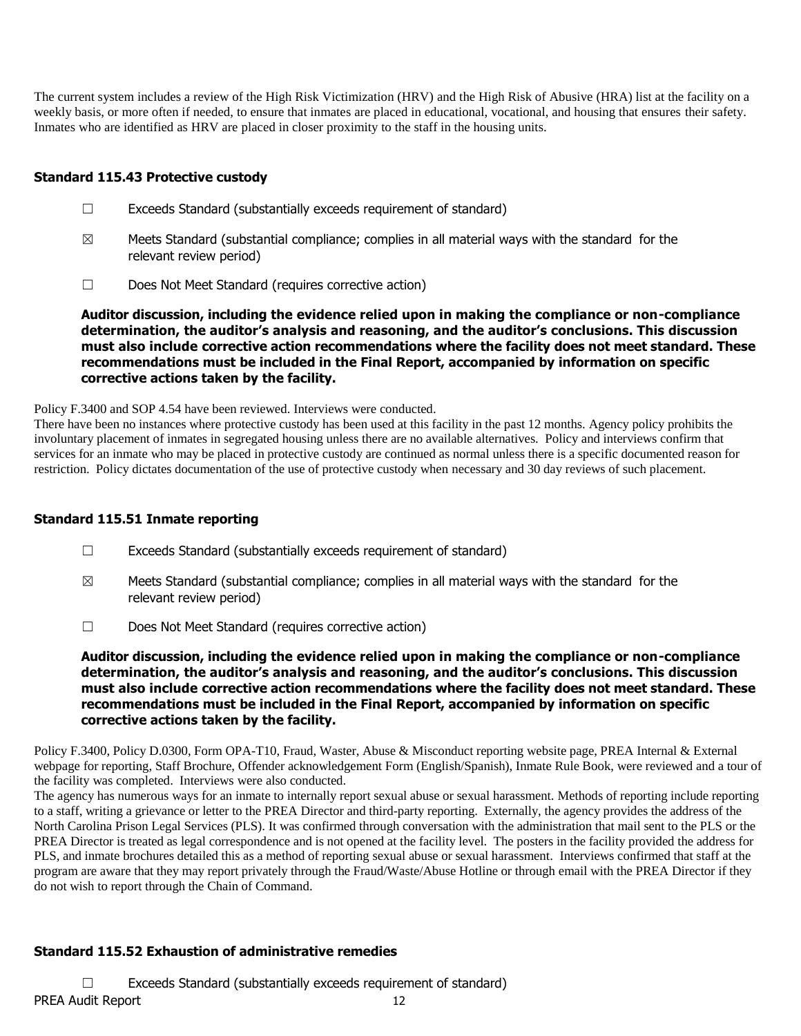The current system includes a review of the High Risk Victimization (HRV) and the High Risk of Abusive (HRA) list at the facility on a weekly basis, or more often if needed, to ensure that inmates are placed in educational, vocational, and housing that ensures their safety. Inmates who are identified as HRV are placed in closer proximity to the staff in the housing units.

### Standard 115.43 Protective custody

☐ Exceeds Standard (substantially exceeds requirement of standard)

☒ Meets Standard (substantial compliance; complies in all material ways with the standard for the relevant review period)

☐ Does Not Meet Standard (requires corrective action)

**Auditor discussion, including the evidence relied upon in making the compliance or non-compliance determination, the auditor's analysis and reasoning, and the auditor's conclusions. This discussion must also include corrective action recommendations where the facility does not meet standard. These recommendations must be included in the Final Report, accompanied by information on specific corrective actions taken by the facility.**

Policy F.3400 and SOP 4.54 have been reviewed. Interviews were conducted.
There have been no instances where protective custody has been used at this facility in the past 12 months. Agency policy prohibits the involuntary placement of inmates in segregated housing unless there are no available alternatives. Policy and interviews confirm that services for an inmate who may be placed in protective custody are continued as normal unless there is a specific documented reason for restriction. Policy dictates documentation of the use of protective custody when necessary and 30 day reviews of such placement.

### Standard 115.51 Inmate reporting

☐ Exceeds Standard (substantially exceeds requirement of standard)

☒ Meets Standard (substantial compliance; complies in all material ways with the standard for the relevant review period)

☐ Does Not Meet Standard (requires corrective action)

**Auditor discussion, including the evidence relied upon in making the compliance or non-compliance determination, the auditor's analysis and reasoning, and the auditor's conclusions. This discussion must also include corrective action recommendations where the facility does not meet standard. These recommendations must be included in the Final Report, accompanied by information on specific corrective actions taken by the facility.**

Policy F.3400, Policy D.0300, Form OPA-T10, Fraud, Waster, Abuse & Misconduct reporting website page, PREA Internal & External webpage for reporting, Staff Brochure, Offender acknowledgement Form (English/Spanish), Inmate Rule Book, were reviewed and a tour of the facility was completed. Interviews were also conducted.
The agency has numerous ways for an inmate to internally report sexual abuse or sexual harassment. Methods of reporting include reporting to a staff, writing a grievance or letter to the PREA Director and third-party reporting. Externally, the agency provides the address of the North Carolina Prison Legal Services (PLS). It was confirmed through conversation with the administration that mail sent to the PLS or the PREA Director is treated as legal correspondence and is not opened at the facility level. The posters in the facility provided the address for PLS, and inmate brochures detailed this as a method of reporting sexual abuse or sexual harassment. Interviews confirmed that staff at the program are aware that they may report privately through the Fraud/Waste/Abuse Hotline or through email with the PREA Director if they do not wish to report through the Chain of Command.

### Standard 115.52 Exhaustion of administrative remedies

☐ Exceeds Standard (substantially exceeds requirement of standard)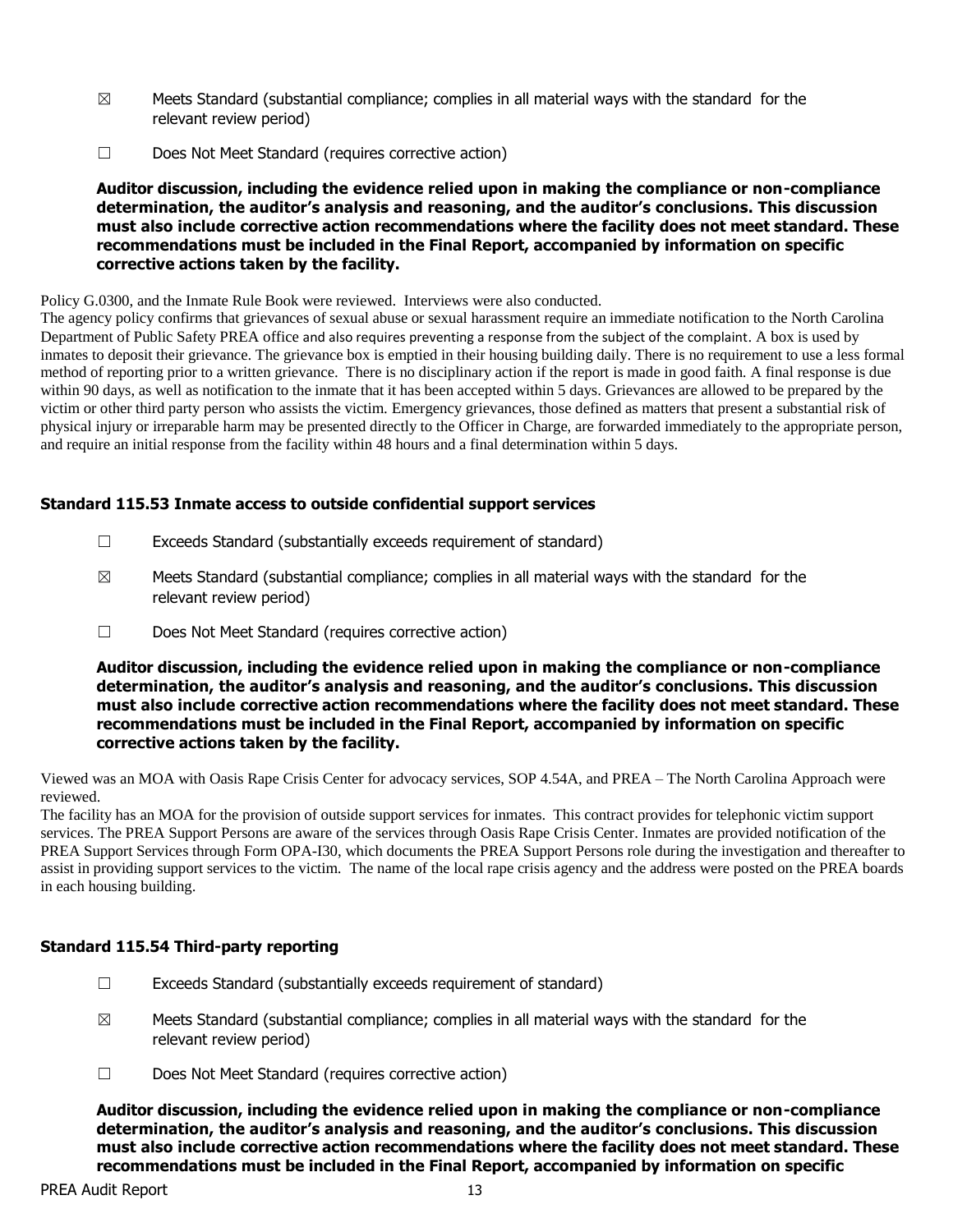☒ Meets Standard (substantial compliance; complies in all material ways with the standard for the relevant review period)

☐ Does Not Meet Standard (requires corrective action)

**Auditor discussion, including the evidence relied upon in making the compliance or non-compliance determination, the auditor's analysis and reasoning, and the auditor's conclusions. This discussion must also include corrective action recommendations where the facility does not meet standard. These recommendations must be included in the Final Report, accompanied by information on specific corrective actions taken by the facility.**

Policy G.0300, and the Inmate Rule Book were reviewed. Interviews were also conducted.
The agency policy confirms that grievances of sexual abuse or sexual harassment require an immediate notification to the North Carolina Department of Public Safety PREA office and also requires preventing a response from the subject of the complaint. A box is used by inmates to deposit their grievance. The grievance box is emptied in their housing building daily. There is no requirement to use a less formal method of reporting prior to a written grievance. There is no disciplinary action if the report is made in good faith. A final response is due within 90 days, as well as notification to the inmate that it has been accepted within 5 days. Grievances are allowed to be prepared by the victim or other third party person who assists the victim. Emergency grievances, those defined as matters that present a substantial risk of physical injury or irreparable harm may be presented directly to the Officer in Charge, are forwarded immediately to the appropriate person, and require an initial response from the facility within 48 hours and a final determination within 5 days.

### Standard 115.53 Inmate access to outside confidential support services

☐ Exceeds Standard (substantially exceeds requirement of standard)

☒ Meets Standard (substantial compliance; complies in all material ways with the standard for the relevant review period)

☐ Does Not Meet Standard (requires corrective action)

**Auditor discussion, including the evidence relied upon in making the compliance or non-compliance determination, the auditor's analysis and reasoning, and the auditor's conclusions. This discussion must also include corrective action recommendations where the facility does not meet standard. These recommendations must be included in the Final Report, accompanied by information on specific corrective actions taken by the facility.**

Viewed was an MOA with Oasis Rape Crisis Center for advocacy services, SOP 4.54A, and PREA – The North Carolina Approach were reviewed.
The facility has an MOA for the provision of outside support services for inmates. This contract provides for telephonic victim support services. The PREA Support Persons are aware of the services through Oasis Rape Crisis Center. Inmates are provided notification of the PREA Support Services through Form OPA-I30, which documents the PREA Support Persons role during the investigation and thereafter to assist in providing support services to the victim. The name of the local rape crisis agency and the address were posted on the PREA boards in each housing building.

### Standard 115.54 Third-party reporting

☐ Exceeds Standard (substantially exceeds requirement of standard)

☒ Meets Standard (substantial compliance; complies in all material ways with the standard for the relevant review period)

☐ Does Not Meet Standard (requires corrective action)

**Auditor discussion, including the evidence relied upon in making the compliance or non-compliance determination, the auditor's analysis and reasoning, and the auditor's conclusions. This discussion must also include corrective action recommendations where the facility does not meet standard. These recommendations must be included in the Final Report, accompanied by information on specific**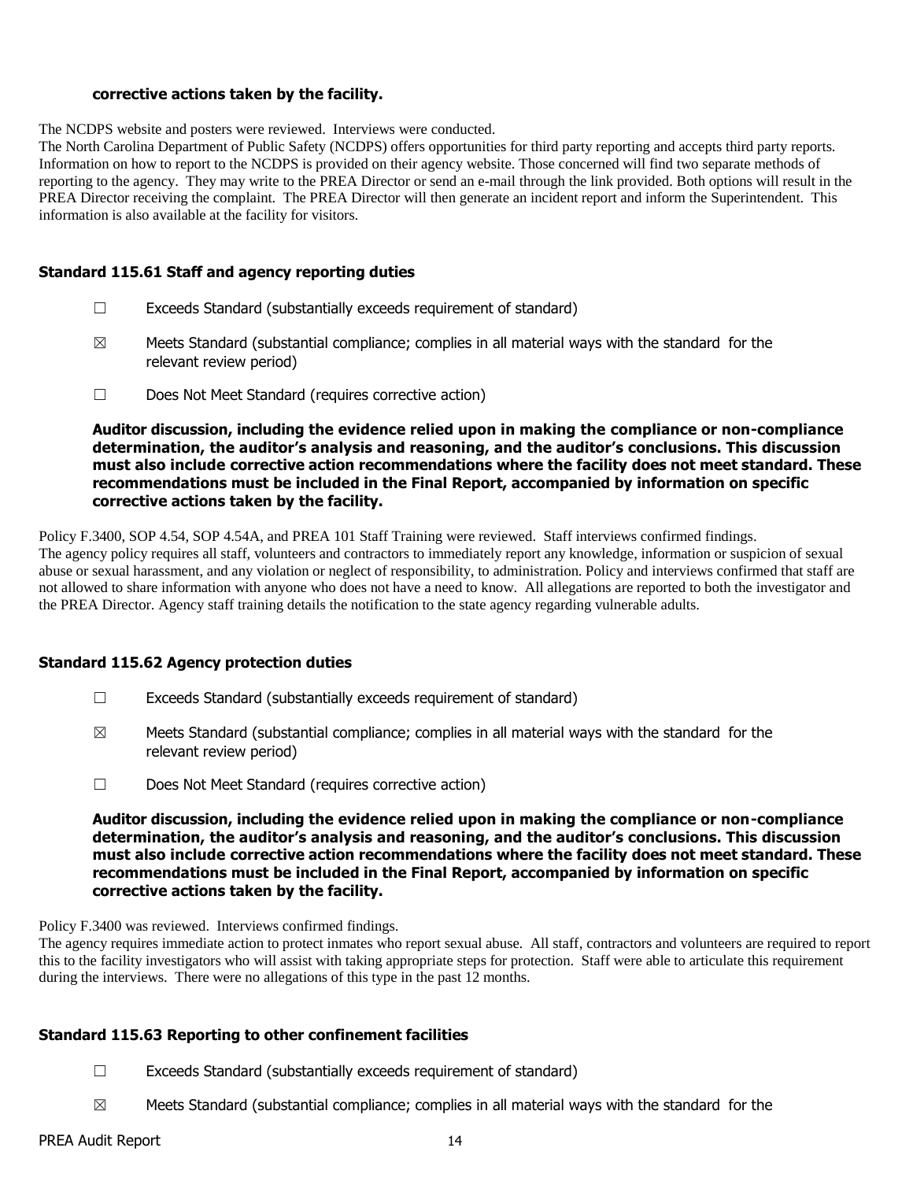**corrective actions taken by the facility.**

The NCDPS website and posters were reviewed. Interviews were conducted.
The North Carolina Department of Public Safety (NCDPS) offers opportunities for third party reporting and accepts third party reports. Information on how to report to the NCDPS is provided on their agency website. Those concerned will find two separate methods of reporting to the agency. They may write to the PREA Director or send an e-mail through the link provided. Both options will result in the PREA Director receiving the complaint. The PREA Director will then generate an incident report and inform the Superintendent. This information is also available at the facility for visitors.

### Standard 115.61 Staff and agency reporting duties

☐ Exceeds Standard (substantially exceeds requirement of standard)

☒ Meets Standard (substantial compliance; complies in all material ways with the standard for the relevant review period)

☐ Does Not Meet Standard (requires corrective action)

**Auditor discussion, including the evidence relied upon in making the compliance or non-compliance determination, the auditor's analysis and reasoning, and the auditor's conclusions. This discussion must also include corrective action recommendations where the facility does not meet standard. These recommendations must be included in the Final Report, accompanied by information on specific corrective actions taken by the facility.**

Policy F.3400, SOP 4.54, SOP 4.54A, and PREA 101 Staff Training were reviewed. Staff interviews confirmed findings.
The agency policy requires all staff, volunteers and contractors to immediately report any knowledge, information or suspicion of sexual abuse or sexual harassment, and any violation or neglect of responsibility, to administration. Policy and interviews confirmed that staff are not allowed to share information with anyone who does not have a need to know. All allegations are reported to both the investigator and the PREA Director. Agency staff training details the notification to the state agency regarding vulnerable adults.

### Standard 115.62 Agency protection duties

☐ Exceeds Standard (substantially exceeds requirement of standard)

☒ Meets Standard (substantial compliance; complies in all material ways with the standard for the relevant review period)

☐ Does Not Meet Standard (requires corrective action)

**Auditor discussion, including the evidence relied upon in making the compliance or non-compliance determination, the auditor's analysis and reasoning, and the auditor's conclusions. This discussion must also include corrective action recommendations where the facility does not meet standard. These recommendations must be included in the Final Report, accompanied by information on specific corrective actions taken by the facility.**

Policy F.3400 was reviewed. Interviews confirmed findings.
The agency requires immediate action to protect inmates who report sexual abuse. All staff, contractors and volunteers are required to report this to the facility investigators who will assist with taking appropriate steps for protection. Staff were able to articulate this requirement during the interviews. There were no allegations of this type in the past 12 months.

### Standard 115.63 Reporting to other confinement facilities

☐ Exceeds Standard (substantially exceeds requirement of standard)

☒ Meets Standard (substantial compliance; complies in all material ways with the standard for the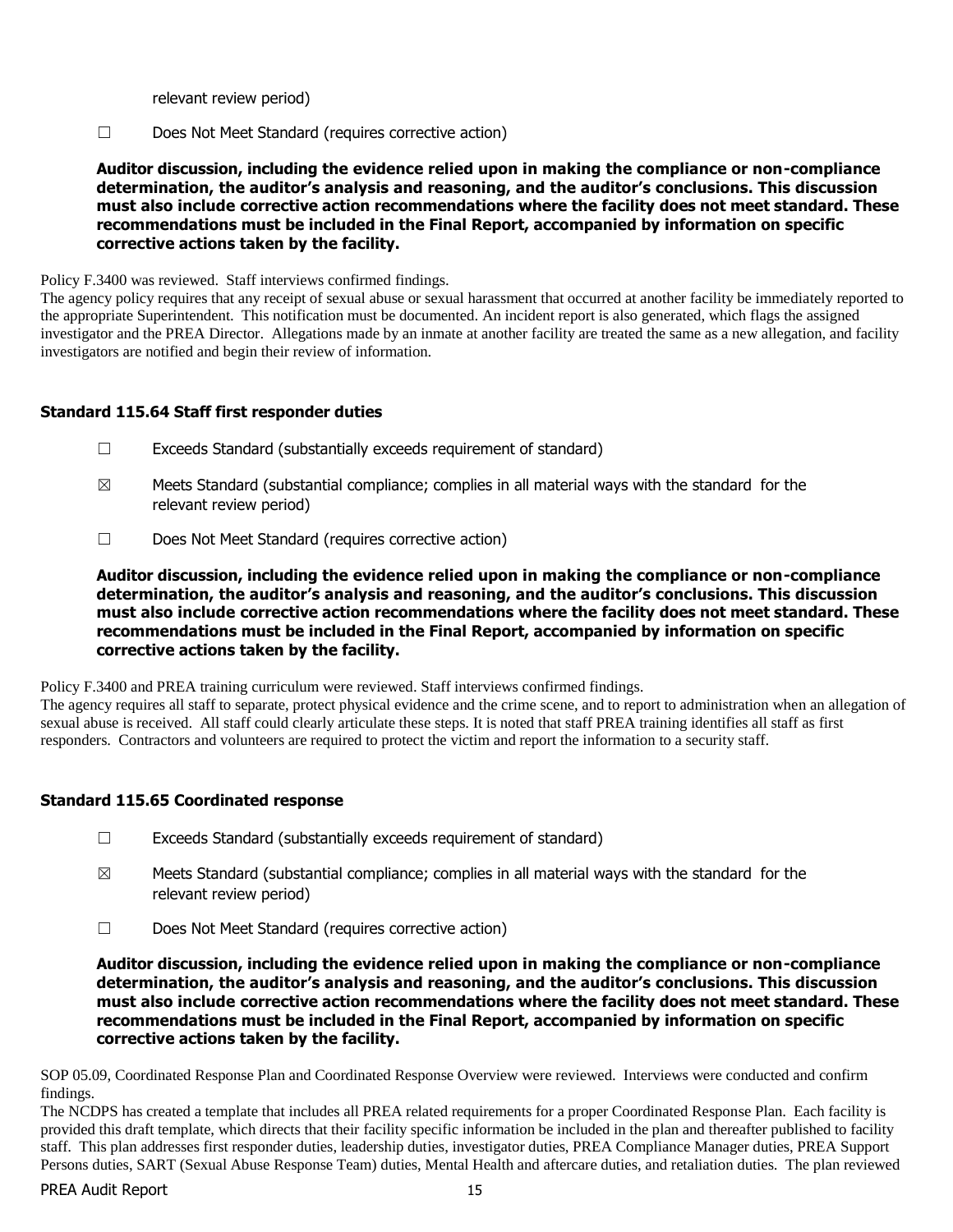relevant review period)

☐ Does Not Meet Standard (requires corrective action)

**Auditor discussion, including the evidence relied upon in making the compliance or non-compliance determination, the auditor's analysis and reasoning, and the auditor's conclusions. This discussion must also include corrective action recommendations where the facility does not meet standard. These recommendations must be included in the Final Report, accompanied by information on specific corrective actions taken by the facility.**

Policy F.3400 was reviewed. Staff interviews confirmed findings.
The agency policy requires that any receipt of sexual abuse or sexual harassment that occurred at another facility be immediately reported to the appropriate Superintendent. This notification must be documented. An incident report is also generated, which flags the assigned investigator and the PREA Director. Allegations made by an inmate at another facility are treated the same as a new allegation, and facility investigators are notified and begin their review of information.

### Standard 115.64 Staff first responder duties

☐ Exceeds Standard (substantially exceeds requirement of standard)

☒ Meets Standard (substantial compliance; complies in all material ways with the standard for the relevant review period)

☐ Does Not Meet Standard (requires corrective action)

**Auditor discussion, including the evidence relied upon in making the compliance or non-compliance determination, the auditor's analysis and reasoning, and the auditor's conclusions. This discussion must also include corrective action recommendations where the facility does not meet standard. These recommendations must be included in the Final Report, accompanied by information on specific corrective actions taken by the facility.**

Policy F.3400 and PREA training curriculum were reviewed. Staff interviews confirmed findings.
The agency requires all staff to separate, protect physical evidence and the crime scene, and to report to administration when an allegation of sexual abuse is received. All staff could clearly articulate these steps. It is noted that staff PREA training identifies all staff as first responders. Contractors and volunteers are required to protect the victim and report the information to a security staff.

### Standard 115.65 Coordinated response

☐ Exceeds Standard (substantially exceeds requirement of standard)

☒ Meets Standard (substantial compliance; complies in all material ways with the standard for the relevant review period)

☐ Does Not Meet Standard (requires corrective action)

**Auditor discussion, including the evidence relied upon in making the compliance or non-compliance determination, the auditor's analysis and reasoning, and the auditor's conclusions. This discussion must also include corrective action recommendations where the facility does not meet standard. These recommendations must be included in the Final Report, accompanied by information on specific corrective actions taken by the facility.**

SOP 05.09, Coordinated Response Plan and Coordinated Response Overview were reviewed. Interviews were conducted and confirm findings.
The NCDPS has created a template that includes all PREA related requirements for a proper Coordinated Response Plan. Each facility is provided this draft template, which directs that their facility specific information be included in the plan and thereafter published to facility staff. This plan addresses first responder duties, leadership duties, investigator duties, PREA Compliance Manager duties, PREA Support Persons duties, SART (Sexual Abuse Response Team) duties, Mental Health and aftercare duties, and retaliation duties. The plan reviewed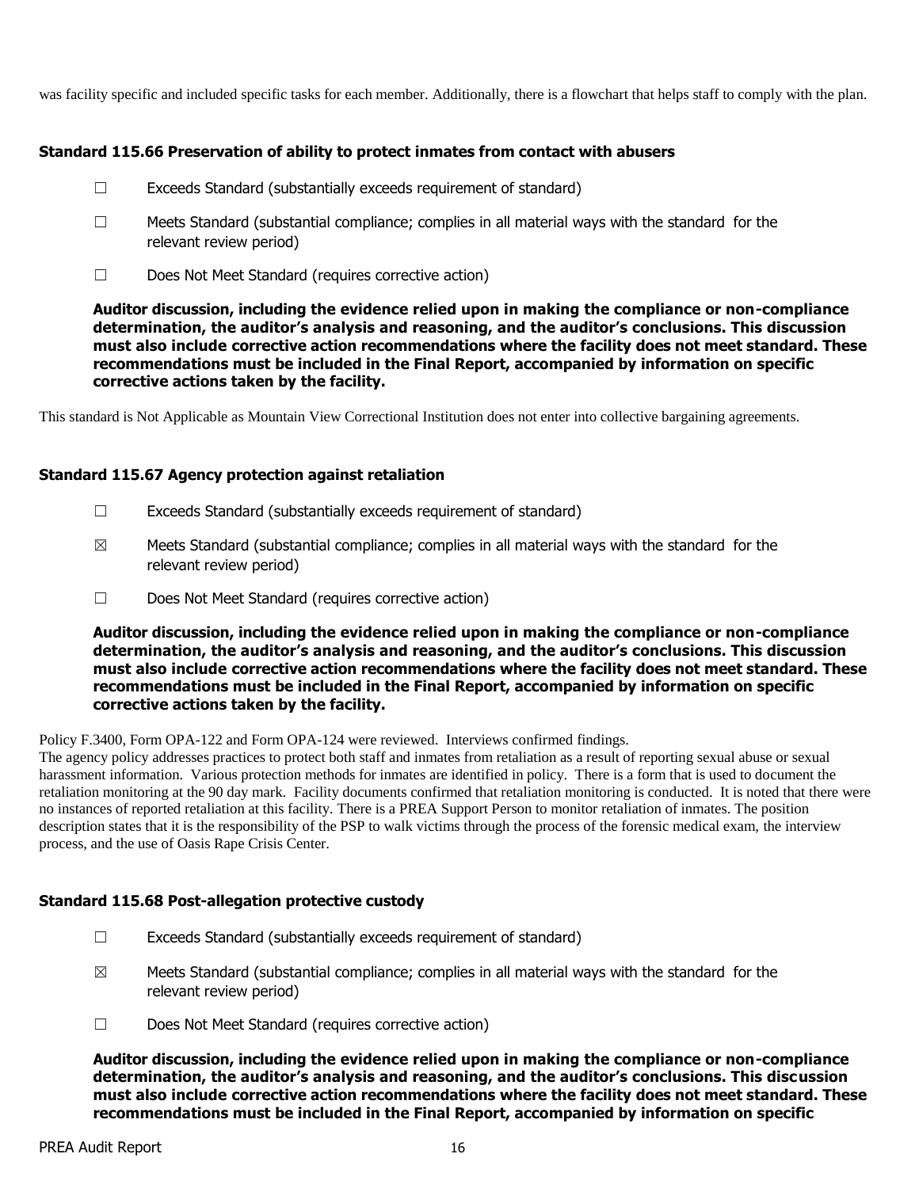was facility specific and included specific tasks for each member. Additionally, there is a flowchart that helps staff to comply with the plan.

### Standard 115.66 Preservation of ability to protect inmates from contact with abusers

☐ Exceeds Standard (substantially exceeds requirement of standard)

☐ Meets Standard (substantial compliance; complies in all material ways with the standard for the relevant review period)

☐ Does Not Meet Standard (requires corrective action)

**Auditor discussion, including the evidence relied upon in making the compliance or non-compliance determination, the auditor's analysis and reasoning, and the auditor's conclusions. This discussion must also include corrective action recommendations where the facility does not meet standard. These recommendations must be included in the Final Report, accompanied by information on specific corrective actions taken by the facility.**

This standard is Not Applicable as Mountain View Correctional Institution does not enter into collective bargaining agreements.

### Standard 115.67 Agency protection against retaliation

☐ Exceeds Standard (substantially exceeds requirement of standard)

☒ Meets Standard (substantial compliance; complies in all material ways with the standard for the relevant review period)

☐ Does Not Meet Standard (requires corrective action)

**Auditor discussion, including the evidence relied upon in making the compliance or non-compliance determination, the auditor's analysis and reasoning, and the auditor's conclusions. This discussion must also include corrective action recommendations where the facility does not meet standard. These recommendations must be included in the Final Report, accompanied by information on specific corrective actions taken by the facility.**

Policy F.3400, Form OPA-122 and Form OPA-124 were reviewed. Interviews confirmed findings.
The agency policy addresses practices to protect both staff and inmates from retaliation as a result of reporting sexual abuse or sexual harassment information. Various protection methods for inmates are identified in policy. There is a form that is used to document the retaliation monitoring at the 90 day mark. Facility documents confirmed that retaliation monitoring is conducted. It is noted that there were no instances of reported retaliation at this facility. There is a PREA Support Person to monitor retaliation of inmates. The position description states that it is the responsibility of the PSP to walk victims through the process of the forensic medical exam, the interview process, and the use of Oasis Rape Crisis Center.

### Standard 115.68 Post-allegation protective custody

☐ Exceeds Standard (substantially exceeds requirement of standard)

☒ Meets Standard (substantial compliance; complies in all material ways with the standard for the relevant review period)

☐ Does Not Meet Standard (requires corrective action)

**Auditor discussion, including the evidence relied upon in making the compliance or non-compliance determination, the auditor's analysis and reasoning, and the auditor's conclusions. This discussion must also include corrective action recommendations where the facility does not meet standard. These recommendations must be included in the Final Report, accompanied by information on specific**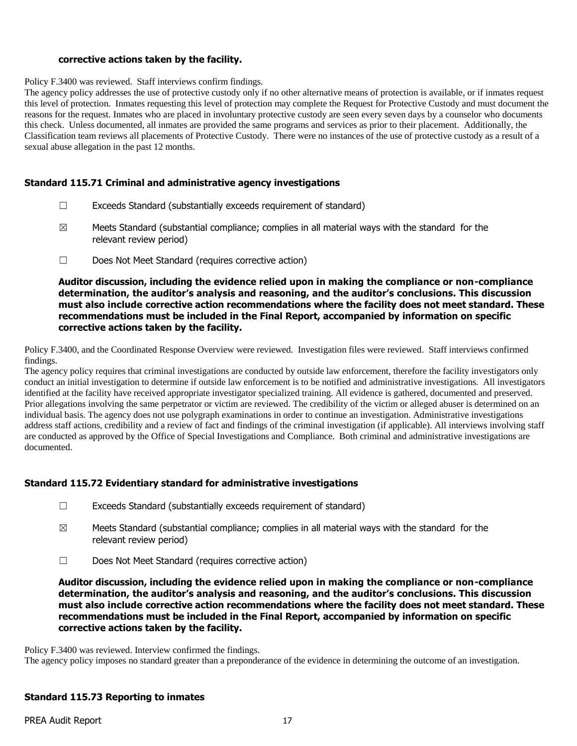**corrective actions taken by the facility.**

Policy F.3400 was reviewed. Staff interviews confirm findings.
The agency policy addresses the use of protective custody only if no other alternative means of protection is available, or if inmates request this level of protection. Inmates requesting this level of protection may complete the Request for Protective Custody and must document the reasons for the request. Inmates who are placed in involuntary protective custody are seen every seven days by a counselor who documents this check. Unless documented, all inmates are provided the same programs and services as prior to their placement. Additionally, the Classification team reviews all placements of Protective Custody. There were no instances of the use of protective custody as a result of a sexual abuse allegation in the past 12 months.

### Standard 115.71 Criminal and administrative agency investigations

☐ Exceeds Standard (substantially exceeds requirement of standard)

☒ Meets Standard (substantial compliance; complies in all material ways with the standard for the relevant review period)

☐ Does Not Meet Standard (requires corrective action)

**Auditor discussion, including the evidence relied upon in making the compliance or non-compliance determination, the auditor's analysis and reasoning, and the auditor's conclusions. This discussion must also include corrective action recommendations where the facility does not meet standard. These recommendations must be included in the Final Report, accompanied by information on specific corrective actions taken by the facility.**

Policy F.3400, and the Coordinated Response Overview were reviewed. Investigation files were reviewed. Staff interviews confirmed findings.
The agency policy requires that criminal investigations are conducted by outside law enforcement, therefore the facility investigators only conduct an initial investigation to determine if outside law enforcement is to be notified and administrative investigations. All investigators identified at the facility have received appropriate investigator specialized training. All evidence is gathered, documented and preserved. Prior allegations involving the same perpetrator or victim are reviewed. The credibility of the victim or alleged abuser is determined on an individual basis. The agency does not use polygraph examinations in order to continue an investigation. Administrative investigations address staff actions, credibility and a review of fact and findings of the criminal investigation (if applicable). All interviews involving staff are conducted as approved by the Office of Special Investigations and Compliance. Both criminal and administrative investigations are documented.

### Standard 115.72 Evidentiary standard for administrative investigations

☐ Exceeds Standard (substantially exceeds requirement of standard)

☒ Meets Standard (substantial compliance; complies in all material ways with the standard for the relevant review period)

☐ Does Not Meet Standard (requires corrective action)

**Auditor discussion, including the evidence relied upon in making the compliance or non-compliance determination, the auditor's analysis and reasoning, and the auditor's conclusions. This discussion must also include corrective action recommendations where the facility does not meet standard. These recommendations must be included in the Final Report, accompanied by information on specific corrective actions taken by the facility.**

Policy F.3400 was reviewed. Interview confirmed the findings.
The agency policy imposes no standard greater than a preponderance of the evidence in determining the outcome of an investigation.

### Standard 115.73 Reporting to inmates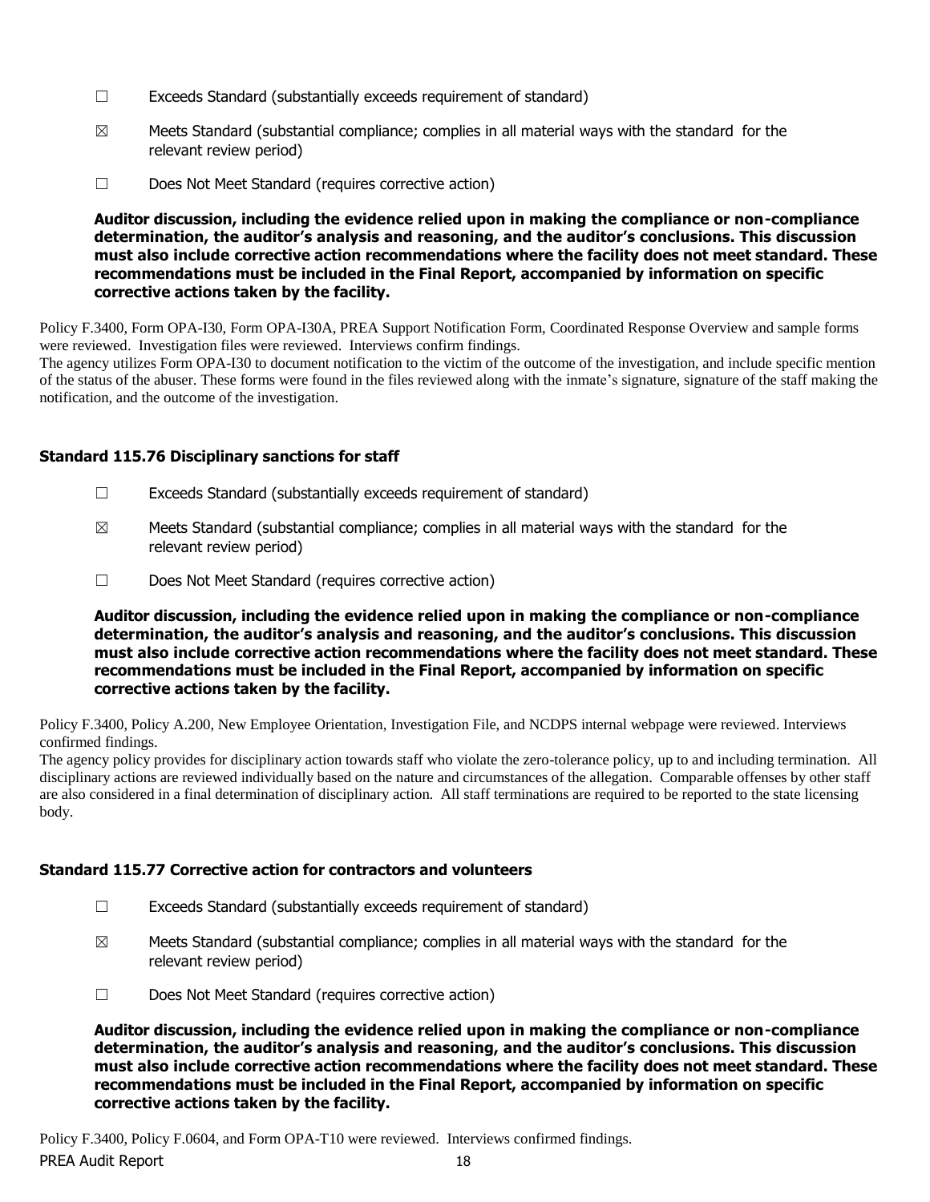☐ Exceeds Standard (substantially exceeds requirement of standard)

☒ Meets Standard (substantial compliance; complies in all material ways with the standard for the relevant review period)

☐ Does Not Meet Standard (requires corrective action)

**Auditor discussion, including the evidence relied upon in making the compliance or non-compliance determination, the auditor's analysis and reasoning, and the auditor's conclusions. This discussion must also include corrective action recommendations where the facility does not meet standard. These recommendations must be included in the Final Report, accompanied by information on specific corrective actions taken by the facility.**

Policy F.3400, Form OPA-I30, Form OPA-I30A, PREA Support Notification Form, Coordinated Response Overview and sample forms were reviewed. Investigation files were reviewed. Interviews confirm findings.
The agency utilizes Form OPA-I30 to document notification to the victim of the outcome of the investigation, and include specific mention of the status of the abuser. These forms were found in the files reviewed along with the inmate's signature, signature of the staff making the notification, and the outcome of the investigation.

### Standard 115.76 Disciplinary sanctions for staff

☐ Exceeds Standard (substantially exceeds requirement of standard)

☒ Meets Standard (substantial compliance; complies in all material ways with the standard for the relevant review period)

☐ Does Not Meet Standard (requires corrective action)

**Auditor discussion, including the evidence relied upon in making the compliance or non-compliance determination, the auditor's analysis and reasoning, and the auditor's conclusions. This discussion must also include corrective action recommendations where the facility does not meet standard. These recommendations must be included in the Final Report, accompanied by information on specific corrective actions taken by the facility.**

Policy F.3400, Policy A.200, New Employee Orientation, Investigation File, and NCDPS internal webpage were reviewed. Interviews confirmed findings.
The agency policy provides for disciplinary action towards staff who violate the zero-tolerance policy, up to and including termination. All disciplinary actions are reviewed individually based on the nature and circumstances of the allegation. Comparable offenses by other staff are also considered in a final determination of disciplinary action. All staff terminations are required to be reported to the state licensing body.

### Standard 115.77 Corrective action for contractors and volunteers

☐ Exceeds Standard (substantially exceeds requirement of standard)

☒ Meets Standard (substantial compliance; complies in all material ways with the standard for the relevant review period)

☐ Does Not Meet Standard (requires corrective action)

**Auditor discussion, including the evidence relied upon in making the compliance or non-compliance determination, the auditor's analysis and reasoning, and the auditor's conclusions. This discussion must also include corrective action recommendations where the facility does not meet standard. These recommendations must be included in the Final Report, accompanied by information on specific corrective actions taken by the facility.**

Policy F.3400, Policy F.0604, and Form OPA-T10 were reviewed. Interviews confirmed findings.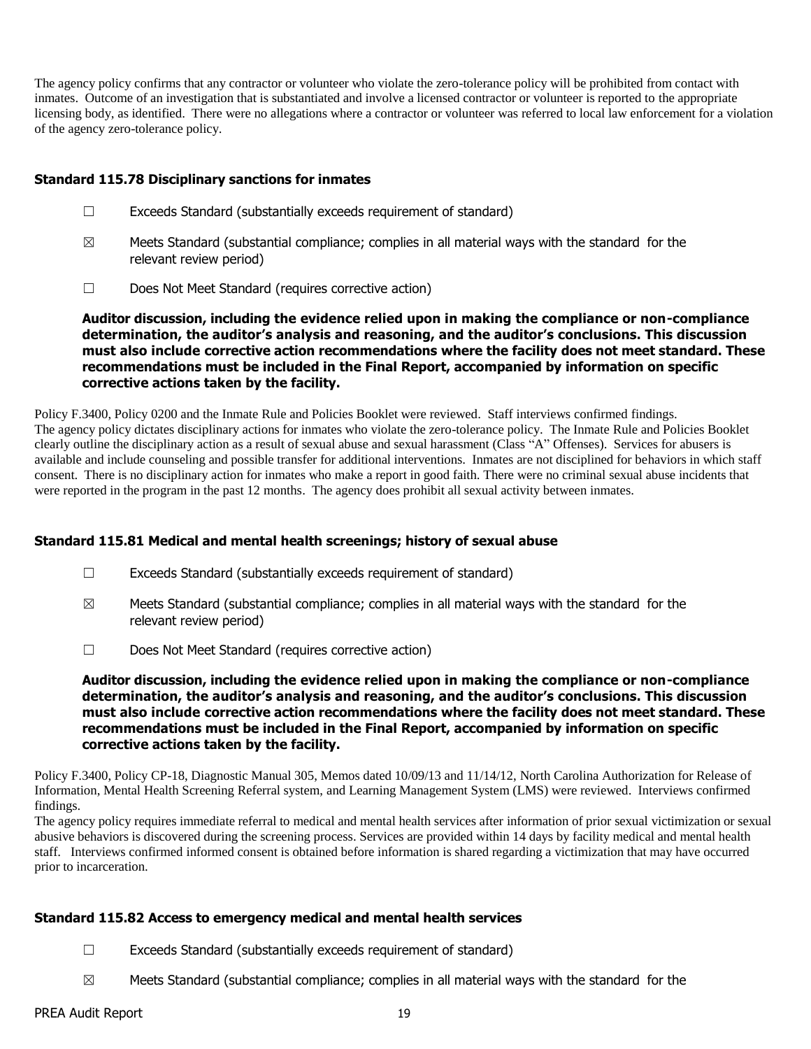The agency policy confirms that any contractor or volunteer who violate the zero-tolerance policy will be prohibited from contact with inmates. Outcome of an investigation that is substantiated and involve a licensed contractor or volunteer is reported to the appropriate licensing body, as identified. There were no allegations where a contractor or volunteer was referred to local law enforcement for a violation of the agency zero-tolerance policy.

### Standard 115.78 Disciplinary sanctions for inmates

☐ Exceeds Standard (substantially exceeds requirement of standard)

☒ Meets Standard (substantial compliance; complies in all material ways with the standard for the relevant review period)

☐ Does Not Meet Standard (requires corrective action)

**Auditor discussion, including the evidence relied upon in making the compliance or non-compliance determination, the auditor's analysis and reasoning, and the auditor's conclusions. This discussion must also include corrective action recommendations where the facility does not meet standard. These recommendations must be included in the Final Report, accompanied by information on specific corrective actions taken by the facility.**

Policy F.3400, Policy 0200 and the Inmate Rule and Policies Booklet were reviewed. Staff interviews confirmed findings. The agency policy dictates disciplinary actions for inmates who violate the zero-tolerance policy. The Inmate Rule and Policies Booklet clearly outline the disciplinary action as a result of sexual abuse and sexual harassment (Class "A" Offenses). Services for abusers is available and include counseling and possible transfer for additional interventions. Inmates are not disciplined for behaviors in which staff consent. There is no disciplinary action for inmates who make a report in good faith. There were no criminal sexual abuse incidents that were reported in the program in the past 12 months. The agency does prohibit all sexual activity between inmates.

### Standard 115.81 Medical and mental health screenings; history of sexual abuse

☐ Exceeds Standard (substantially exceeds requirement of standard)

☒ Meets Standard (substantial compliance; complies in all material ways with the standard for the relevant review period)

☐ Does Not Meet Standard (requires corrective action)

**Auditor discussion, including the evidence relied upon in making the compliance or non-compliance determination, the auditor's analysis and reasoning, and the auditor's conclusions. This discussion must also include corrective action recommendations where the facility does not meet standard. These recommendations must be included in the Final Report, accompanied by information on specific corrective actions taken by the facility.**

Policy F.3400, Policy CP-18, Diagnostic Manual 305, Memos dated 10/09/13 and 11/14/12, North Carolina Authorization for Release of Information, Mental Health Screening Referral system, and Learning Management System (LMS) were reviewed. Interviews confirmed findings.
The agency policy requires immediate referral to medical and mental health services after information of prior sexual victimization or sexual abusive behaviors is discovered during the screening process. Services are provided within 14 days by facility medical and mental health staff. Interviews confirmed informed consent is obtained before information is shared regarding a victimization that may have occurred prior to incarceration.

### Standard 115.82 Access to emergency medical and mental health services

☐ Exceeds Standard (substantially exceeds requirement of standard)

☒ Meets Standard (substantial compliance; complies in all material ways with the standard for the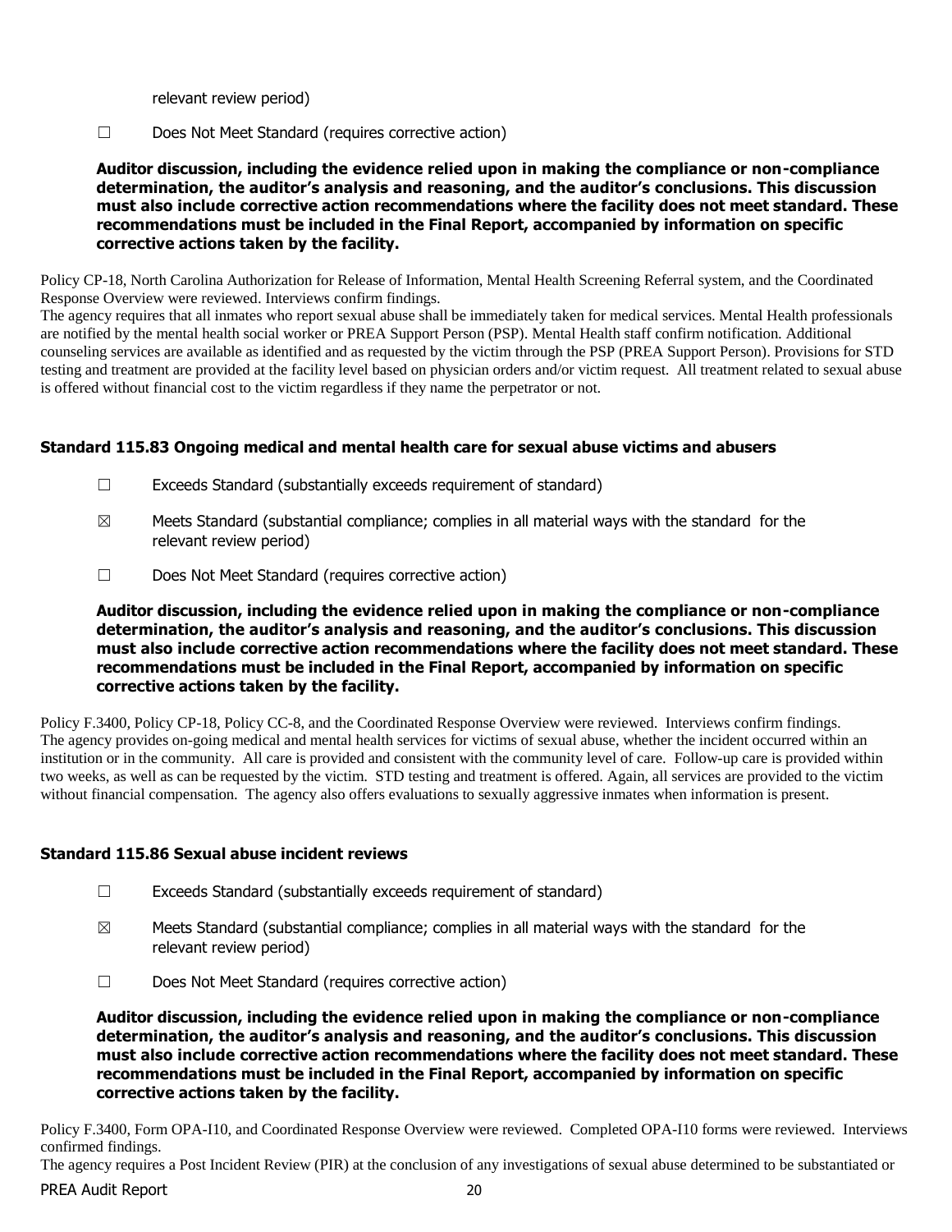relevant review period)

☐ Does Not Meet Standard (requires corrective action)

**Auditor discussion, including the evidence relied upon in making the compliance or non-compliance determination, the auditor's analysis and reasoning, and the auditor's conclusions. This discussion must also include corrective action recommendations where the facility does not meet standard. These recommendations must be included in the Final Report, accompanied by information on specific corrective actions taken by the facility.**

Policy CP-18, North Carolina Authorization for Release of Information, Mental Health Screening Referral system, and the Coordinated Response Overview were reviewed. Interviews confirm findings.
The agency requires that all inmates who report sexual abuse shall be immediately taken for medical services. Mental Health professionals are notified by the mental health social worker or PREA Support Person (PSP). Mental Health staff confirm notification. Additional counseling services are available as identified and as requested by the victim through the PSP (PREA Support Person). Provisions for STD testing and treatment are provided at the facility level based on physician orders and/or victim request. All treatment related to sexual abuse is offered without financial cost to the victim regardless if they name the perpetrator or not.

### Standard 115.83 Ongoing medical and mental health care for sexual abuse victims and abusers

☐ Exceeds Standard (substantially exceeds requirement of standard)

☒ Meets Standard (substantial compliance; complies in all material ways with the standard for the relevant review period)

☐ Does Not Meet Standard (requires corrective action)

**Auditor discussion, including the evidence relied upon in making the compliance or non-compliance determination, the auditor's analysis and reasoning, and the auditor's conclusions. This discussion must also include corrective action recommendations where the facility does not meet standard. These recommendations must be included in the Final Report, accompanied by information on specific corrective actions taken by the facility.**

Policy F.3400, Policy CP-18, Policy CC-8, and the Coordinated Response Overview were reviewed. Interviews confirm findings.
The agency provides on-going medical and mental health services for victims of sexual abuse, whether the incident occurred within an institution or in the community. All care is provided and consistent with the community level of care. Follow-up care is provided within two weeks, as well as can be requested by the victim. STD testing and treatment is offered. Again, all services are provided to the victim without financial compensation. The agency also offers evaluations to sexually aggressive inmates when information is present.

### Standard 115.86 Sexual abuse incident reviews

☐ Exceeds Standard (substantially exceeds requirement of standard)

☒ Meets Standard (substantial compliance; complies in all material ways with the standard for the relevant review period)

☐ Does Not Meet Standard (requires corrective action)

**Auditor discussion, including the evidence relied upon in making the compliance or non-compliance determination, the auditor's analysis and reasoning, and the auditor's conclusions. This discussion must also include corrective action recommendations where the facility does not meet standard. These recommendations must be included in the Final Report, accompanied by information on specific corrective actions taken by the facility.**

Policy F.3400, Form OPA-I10, and Coordinated Response Overview were reviewed. Completed OPA-I10 forms were reviewed. Interviews confirmed findings.
The agency requires a Post Incident Review (PIR) at the conclusion of any investigations of sexual abuse determined to be substantiated or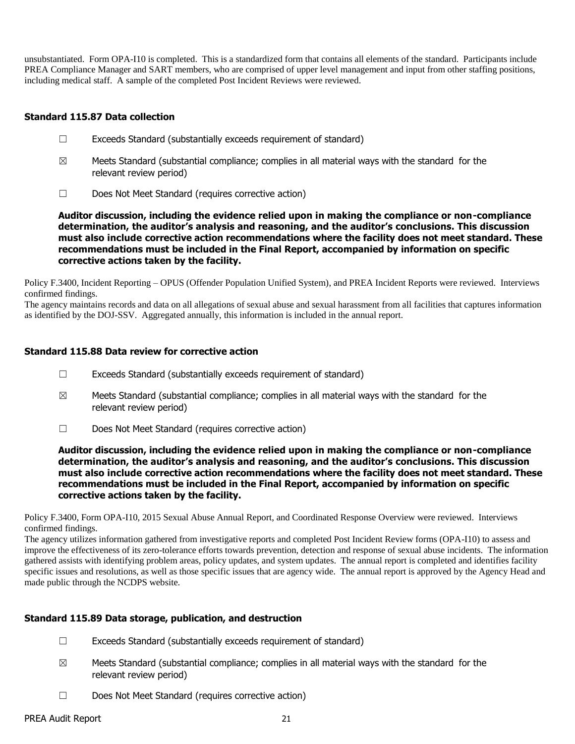unsubstantiated. Form OPA-I10 is completed. This is a standardized form that contains all elements of the standard. Participants include PREA Compliance Manager and SART members, who are comprised of upper level management and input from other staffing positions, including medical staff. A sample of the completed Post Incident Reviews were reviewed.

### Standard 115.87 Data collection

☐ Exceeds Standard (substantially exceeds requirement of standard)

☒ Meets Standard (substantial compliance; complies in all material ways with the standard for the relevant review period)

☐ Does Not Meet Standard (requires corrective action)

**Auditor discussion, including the evidence relied upon in making the compliance or non-compliance determination, the auditor's analysis and reasoning, and the auditor's conclusions. This discussion must also include corrective action recommendations where the facility does not meet standard. These recommendations must be included in the Final Report, accompanied by information on specific corrective actions taken by the facility.**

Policy F.3400, Incident Reporting – OPUS (Offender Population Unified System), and PREA Incident Reports were reviewed. Interviews confirmed findings.

The agency maintains records and data on all allegations of sexual abuse and sexual harassment from all facilities that captures information as identified by the DOJ-SSV. Aggregated annually, this information is included in the annual report.

### Standard 115.88 Data review for corrective action

☐ Exceeds Standard (substantially exceeds requirement of standard)

☒ Meets Standard (substantial compliance; complies in all material ways with the standard for the relevant review period)

☐ Does Not Meet Standard (requires corrective action)

**Auditor discussion, including the evidence relied upon in making the compliance or non-compliance determination, the auditor's analysis and reasoning, and the auditor's conclusions. This discussion must also include corrective action recommendations where the facility does not meet standard. These recommendations must be included in the Final Report, accompanied by information on specific corrective actions taken by the facility.**

Policy F.3400, Form OPA-I10, 2015 Sexual Abuse Annual Report, and Coordinated Response Overview were reviewed. Interviews confirmed findings.

The agency utilizes information gathered from investigative reports and completed Post Incident Review forms (OPA-I10) to assess and improve the effectiveness of its zero-tolerance efforts towards prevention, detection and response of sexual abuse incidents. The information gathered assists with identifying problem areas, policy updates, and system updates. The annual report is completed and identifies facility specific issues and resolutions, as well as those specific issues that are agency wide. The annual report is approved by the Agency Head and made public through the NCDPS website.

### Standard 115.89 Data storage, publication, and destruction

☐ Exceeds Standard (substantially exceeds requirement of standard)

☒ Meets Standard (substantial compliance; complies in all material ways with the standard for the relevant review period)

☐ Does Not Meet Standard (requires corrective action)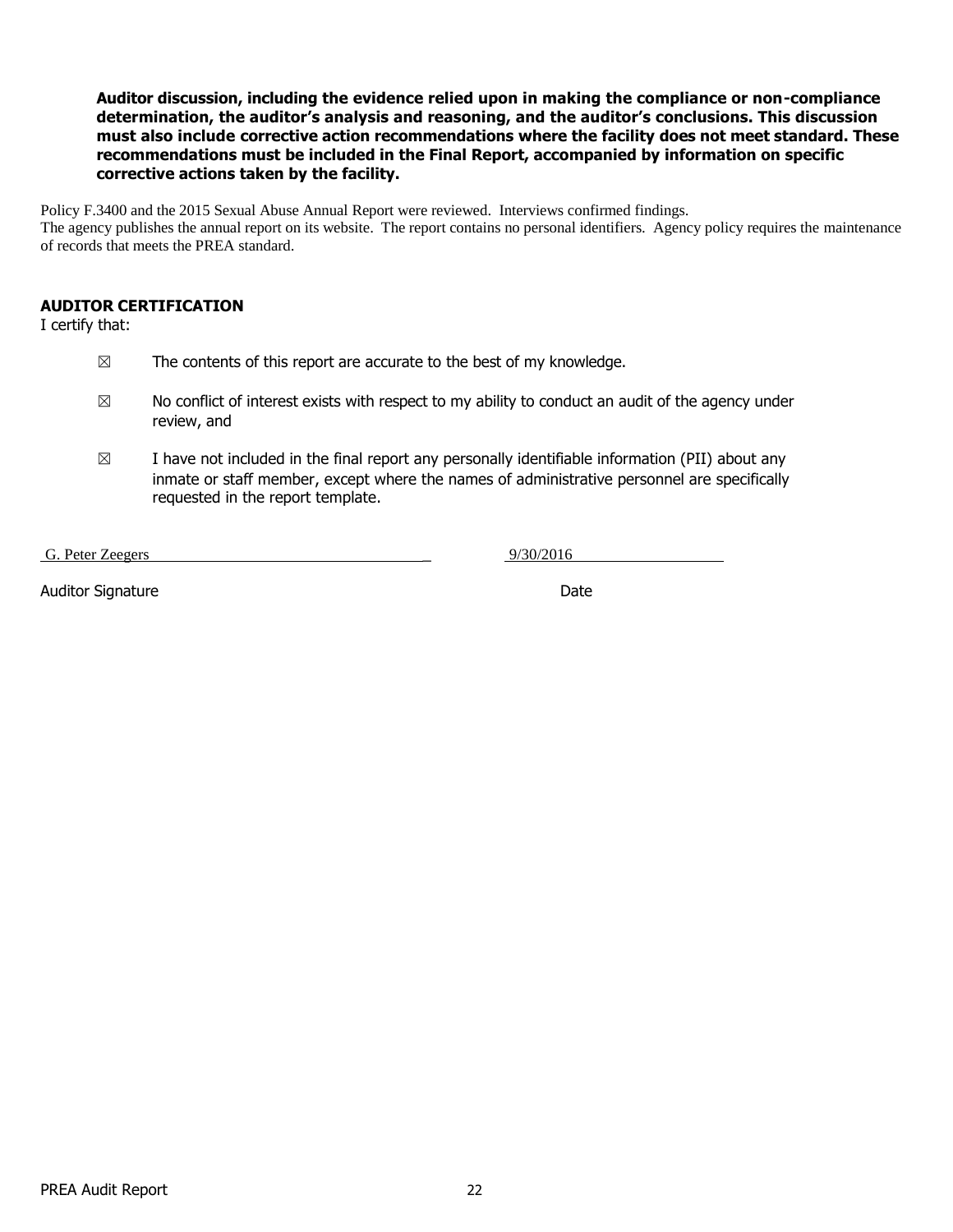**Auditor discussion, including the evidence relied upon in making the compliance or non-compliance determination, the auditor's analysis and reasoning, and the auditor's conclusions. This discussion must also include corrective action recommendations where the facility does not meet standard. These recommendations must be included in the Final Report, accompanied by information on specific corrective actions taken by the facility.**

Policy F.3400 and the 2015 Sexual Abuse Annual Report were reviewed. Interviews confirmed findings.
The agency publishes the annual report on its website. The report contains no personal identifiers. Agency policy requires the maintenance of records that meets the PREA standard.

**AUDITOR CERTIFICATION**

I certify that:

☒ The contents of this report are accurate to the best of my knowledge.

☒ No conflict of interest exists with respect to my ability to conduct an audit of the agency under review, and

☒ I have not included in the final report any personally identifiable information (PII) about any inmate or staff member, except where the names of administrative personnel are specifically requested in the report template.

G. Peter Zeegers 9/30/2016

Auditor Signature Date